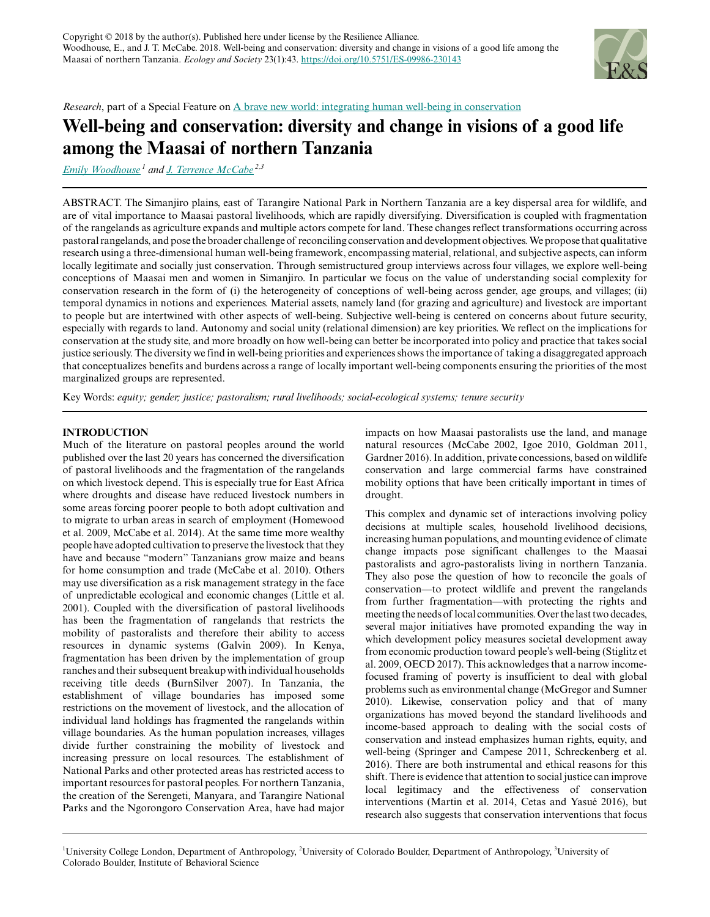Copyright © 2018 by the author(s). Published here under license by the Resilience Alliance.
Woodhouse, E., and J. T. McCabe. 2018. Well-being and conservation: diversity and change in visions of a good life among the Maasai of northern Tanzania. *Ecology and Society* 23(1):43. https://doi.org/10.5751/ES-09986-230143

*Research*, part of a Special Feature on A brave new world: integrating human well-being in conservation

# Well-being and conservation: diversity and change in visions of a good life among the Maasai of northern Tanzania

*Emily Woodhouse* [1] and *J. Terrence McCabe* [2,3]

ABSTRACT. The Simanjiro plains, east of Tarangire National Park in Northern Tanzania are a key dispersal area for wildlife, and are of vital importance to Maasai pastoral livelihoods, which are rapidly diversifying. Diversification is coupled with fragmentation of the rangelands as agriculture expands and multiple actors compete for land. These changes reflect transformations occurring across pastoral rangelands, and pose the broader challenge of reconciling conservation and development objectives. We propose that qualitative research using a three-dimensional human well-being framework, encompassing material, relational, and subjective aspects, can inform locally legitimate and socially just conservation. Through semistructured group interviews across four villages, we explore well-being conceptions of Maasai men and women in Simanjiro. In particular we focus on the value of understanding social complexity for conservation research in the form of (i) the heterogeneity of conceptions of well-being across gender, age groups, and villages; (ii) temporal dynamics in notions and experiences. Material assets, namely land (for grazing and agriculture) and livestock are important to people but are intertwined with other aspects of well-being. Subjective well-being is centered on concerns about future security, especially with regards to land. Autonomy and social unity (relational dimension) are key priorities. We reflect on the implications for conservation at the study site, and more broadly on how well-being can better be incorporated into policy and practice that takes social justice seriously. The diversity we find in well-being priorities and experiences shows the importance of taking a disaggregated approach that conceptualizes benefits and burdens across a range of locally important well-being components ensuring the priorities of the most marginalized groups are represented.

Key Words: *equity; gender; justice; pastoralism; rural livelihoods; social-ecological systems; tenure security*

## INTRODUCTION

Much of the literature on pastoral peoples around the world published over the last 20 years has concerned the diversification of pastoral livelihoods and the fragmentation of the rangelands on which livestock depend. This is especially true for East Africa where droughts and disease have reduced livestock numbers in some areas forcing poorer people to both adopt cultivation and to migrate to urban areas in search of employment (Homewood et al. 2009, McCabe et al. 2014). At the same time more wealthy people have adopted cultivation to preserve the livestock that they have and because "modern" Tanzanians grow maize and beans for home consumption and trade (McCabe et al. 2010). Others may use diversification as a risk management strategy in the face of unpredictable ecological and economic changes (Little et al. 2001). Coupled with the diversification of pastoral livelihoods has been the fragmentation of rangelands that restricts the mobility of pastoralists and therefore their ability to access resources in dynamic systems (Galvin 2009). In Kenya, fragmentation has been driven by the implementation of group ranches and their subsequent breakup with individual households receiving title deeds (BurnSilver 2007). In Tanzania, the establishment of village boundaries has imposed some restrictions on the movement of livestock, and the allocation of individual land holdings has fragmented the rangelands within village boundaries. As the human population increases, villages divide further constraining the mobility of livestock and increasing pressure on local resources. The establishment of National Parks and other protected areas has restricted access to important resources for pastoral peoples. For northern Tanzania, the creation of the Serengeti, Manyara, and Tarangire National Parks and the Ngorongoro Conservation Area, have had major impacts on how Maasai pastoralists use the land, and manage natural resources (McCabe 2002, Igoe 2010, Goldman 2011, Gardner 2016). In addition, private concessions, based on wildlife conservation and large commercial farms have constrained mobility options that have been critically important in times of drought.

This complex and dynamic set of interactions involving policy decisions at multiple scales, household livelihood decisions, increasing human populations, and mounting evidence of climate change impacts pose significant challenges to the Maasai pastoralists and agro-pastoralists living in northern Tanzania. They also pose the question of how to reconcile the goals of conservation—to protect wildlife and prevent the rangelands from further fragmentation—with protecting the rights and meeting the needs of local communities. Over the last two decades, several major initiatives have promoted expanding the way in which development policy measures societal development away from economic production toward people's well-being (Stiglitz et al. 2009, OECD 2017). This acknowledges that a narrow income-focused framing of poverty is insufficient to deal with global problems such as environmental change (McGregor and Sumner 2010). Likewise, conservation policy and that of many organizations has moved beyond the standard livelihoods and income-based approach to dealing with the social costs of conservation and instead emphasizes human rights, equity, and well-being (Springer and Campese 2011, Schreckenberg et al. 2016). There are both instrumental and ethical reasons for this shift. There is evidence that attention to social justice can improve local legitimacy and the effectiveness of conservation interventions (Martin et al. 2014, Cetas and Yasué 2016), but research also suggests that conservation interventions that focus

[1] University College London, Department of Anthropology, [2] University of Colorado Boulder, Department of Anthropology, [3] University of Colorado Boulder, Institute of Behavioral Science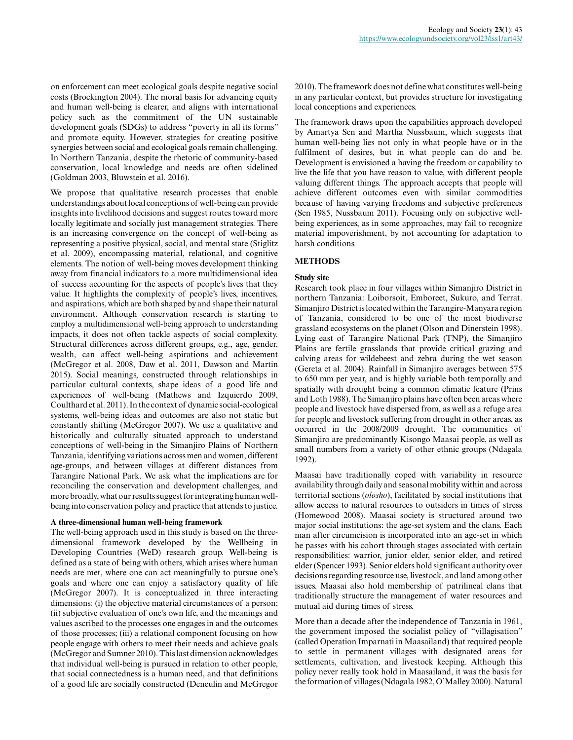on enforcement can meet ecological goals despite negative social costs (Brockington 2004). The moral basis for advancing equity and human well-being is clearer, and aligns with international policy such as the commitment of the UN sustainable development goals (SDGs) to address "poverty in all its forms" and promote equity. However, strategies for creating positive synergies between social and ecological goals remain challenging. In Northern Tanzania, despite the rhetoric of community-based conservation, local knowledge and needs are often sidelined (Goldman 2003, Bluwstein et al. 2016).

We propose that qualitative research processes that enable understandings about local conceptions of well-being can provide insights into livelihood decisions and suggest routes toward more locally legitimate and socially just management strategies. There is an increasing convergence on the concept of well-being as representing a positive physical, social, and mental state (Stiglitz et al. 2009), encompassing material, relational, and cognitive elements. The notion of well-being moves development thinking away from financial indicators to a more multidimensional idea of success accounting for the aspects of people's lives that they value. It highlights the complexity of people's lives, incentives, and aspirations, which are both shaped by and shape their natural environment. Although conservation research is starting to employ a multidimensional well-being approach to understanding impacts, it does not often tackle aspects of social complexity. Structural differences across different groups, e.g., age, gender, wealth, can affect well-being aspirations and achievement (McGregor et al. 2008, Daw et al. 2011, Dawson and Martin 2015). Social meanings, constructed through relationships in particular cultural contexts, shape ideas of a good life and experiences of well-being (Mathews and Izquierdo 2009, Coulthard et al. 2011). In the context of dynamic social-ecological systems, well-being ideas and outcomes are also not static but constantly shifting (McGregor 2007). We use a qualitative and historically and culturally situated approach to understand conceptions of well-being in the Simanjiro Plains of Northern Tanzania, identifying variations across men and women, different age-groups, and between villages at different distances from Tarangire National Park. We ask what the implications are for reconciling the conservation and development challenges, and more broadly, what our results suggest for integrating human well-being into conservation policy and practice that attends to justice.

### A three-dimensional human well-being framework

The well-being approach used in this study is based on the three-dimensional framework developed by the Wellbeing in Developing Countries (WeD) research group. Well-being is defined as a state of being with others, which arises where human needs are met, where one can act meaningfully to pursue one's goals and where one can enjoy a satisfactory quality of life (McGregor 2007). It is conceptualized in three interacting dimensions: (i) the objective material circumstances of a person; (ii) subjective evaluation of one's own life, and the meanings and values ascribed to the processes one engages in and the outcomes of those processes; (iii) a relational component focusing on how people engage with others to meet their needs and achieve goals (McGregor and Sumner 2010). This last dimension acknowledges that individual well-being is pursued in relation to other people, that social connectedness is a human need, and that definitions of a good life are socially constructed (Deneulin and McGregor 2010). The framework does not define what constitutes well-being in any particular context, but provides structure for investigating local conceptions and experiences.

The framework draws upon the capabilities approach developed by Amartya Sen and Martha Nussbaum, which suggests that human well-being lies not only in what people have or in the fulfilment of desires, but in what people can do and be. Development is envisioned a having the freedom or capability to live the life that you have reason to value, with different people valuing different things. The approach accepts that people will achieve different outcomes even with similar commodities because of having varying freedoms and subjective preferences (Sen 1985, Nussbaum 2011). Focusing only on subjective well-being experiences, as in some approaches, may fail to recognize material impoverishment, by not accounting for adaptation to harsh conditions.

## METHODS

### Study site

Research took place in four villages within Simanjiro District in northern Tanzania: Loiborsoit, Emboreet, Sukuro, and Terrat. Simanjiro District is located within the Tarangire-Manyara region of Tanzania, considered to be one of the most biodiverse grassland ecosystems on the planet (Olson and Dinerstein 1998). Lying east of Tarangire National Park (TNP), the Simanjiro Plains are fertile grasslands that provide critical grazing and calving areas for wildebeest and zebra during the wet season (Gereta et al. 2004). Rainfall in Simanjiro averages between 575 to 650 mm per year, and is highly variable both temporally and spatially with drought being a common climatic feature (Prins and Loth 1988). The Simanjiro plains have often been areas where people and livestock have dispersed from, as well as a refuge area for people and livestock suffering from drought in other areas, as occurred in the 2008/2009 drought. The communities of Simanjiro are predominantly Kisongo Maasai people, as well as small numbers from a variety of other ethnic groups (Ndagala 1992).

Maasai have traditionally coped with variability in resource availability through daily and seasonal mobility within and across territorial sections (*olosho*), facilitated by social institutions that allow access to natural resources to outsiders in times of stress (Homewood 2008). Maasai society is structured around two major social institutions: the age-set system and the clans. Each man after circumcision is incorporated into an age-set in which he passes with his cohort through stages associated with certain responsibilities: warrior, junior elder, senior elder, and retired elder (Spencer 1993). Senior elders hold significant authority over decisions regarding resource use, livestock, and land among other issues. Maasai also hold membership of patrilineal clans that traditionally structure the management of water resources and mutual aid during times of stress.

More than a decade after the independence of Tanzania in 1961, the government imposed the socialist policy of "villagisation" (called Operation Imparnati in Maasailand) that required people to settle in permanent villages with designated areas for settlements, cultivation, and livestock keeping. Although this policy never really took hold in Maasailand, it was the basis for the formation of villages (Ndagala 1982, O'Malley 2000). Natural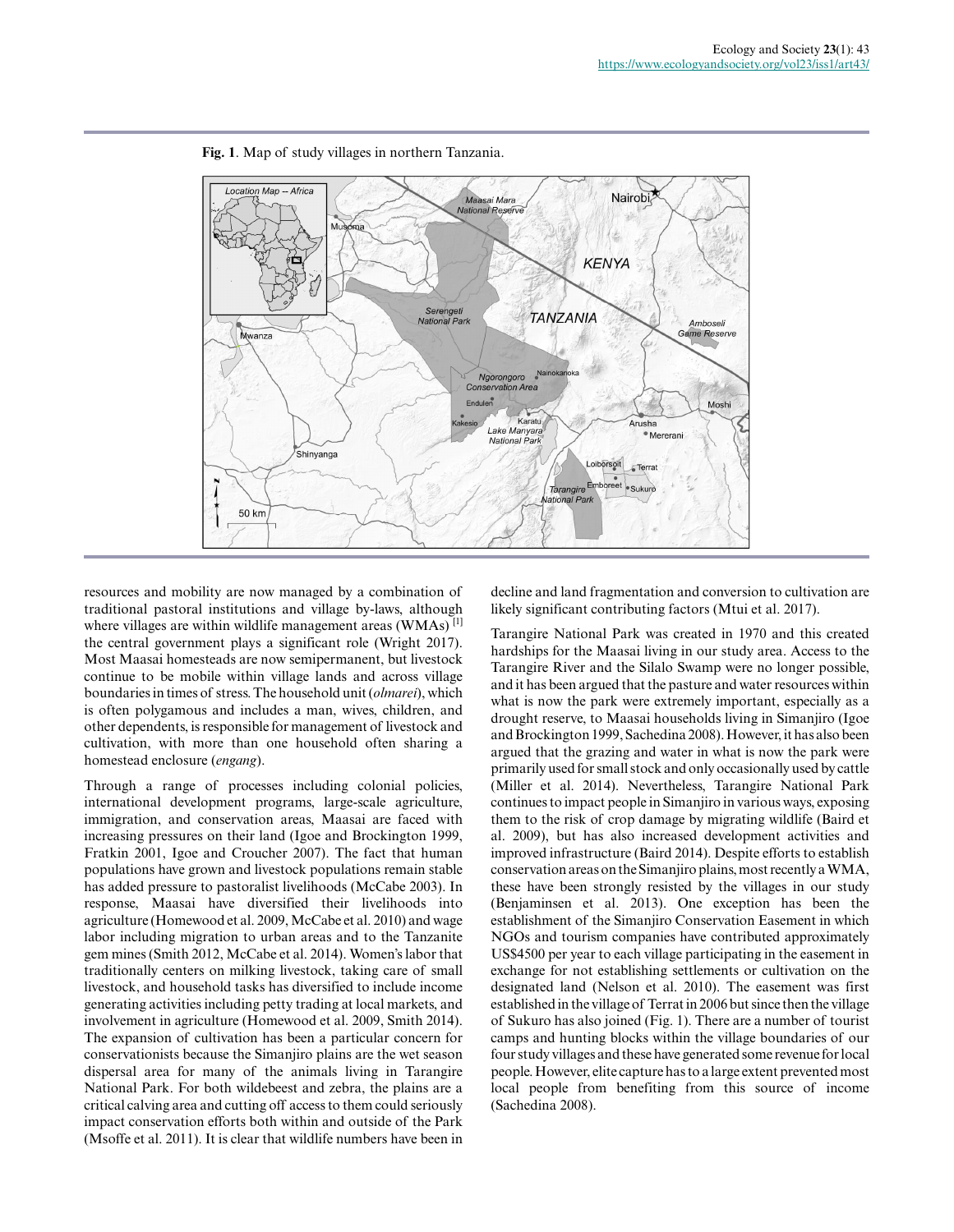**Fig. 1**. Map of study villages in northern Tanzania.

resources and mobility are now managed by a combination of traditional pastoral institutions and village by-laws, although where villages are within wildlife management areas (WMAs) [1] the central government plays a significant role (Wright 2017). Most Maasai homesteads are now semipermanent, but livestock continue to be mobile within village lands and across village boundaries in times of stress. The household unit (*olmarei*), which is often polygamous and includes a man, wives, children, and other dependents, is responsible for management of livestock and cultivation, with more than one household often sharing a homestead enclosure (*engang*).

Through a range of processes including colonial policies, international development programs, large-scale agriculture, immigration, and conservation areas, Maasai are faced with increasing pressures on their land (Igoe and Brockington 1999, Fratkin 2001, Igoe and Croucher 2007). The fact that human populations have grown and livestock populations remain stable has added pressure to pastoralist livelihoods (McCabe 2003). In response, Maasai have diversified their livelihoods into agriculture (Homewood et al. 2009, McCabe et al. 2010) and wage labor including migration to urban areas and to the Tanzanite gem mines (Smith 2012, McCabe et al. 2014). Women's labor that traditionally centers on milking livestock, taking care of small livestock, and household tasks has diversified to include income generating activities including petty trading at local markets, and involvement in agriculture (Homewood et al. 2009, Smith 2014). The expansion of cultivation has been a particular concern for conservationists because the Simanjiro plains are the wet season dispersal area for many of the animals living in Tarangire National Park. For both wildebeest and zebra, the plains are a critical calving area and cutting off access to them could seriously impact conservation efforts both within and outside of the Park (Msoffe et al. 2011). It is clear that wildlife numbers have been in decline and land fragmentation and conversion to cultivation are likely significant contributing factors (Mtui et al. 2017).

Tarangire National Park was created in 1970 and this created hardships for the Maasai living in our study area. Access to the Tarangire River and the Silalo Swamp were no longer possible, and it has been argued that the pasture and water resources within what is now the park were extremely important, especially as a drought reserve, to Maasai households living in Simanjiro (Igoe and Brockington 1999, Sachedina 2008). However, it has also been argued that the grazing and water in what is now the park were primarily used for small stock and only occasionally used by cattle (Miller et al. 2014). Nevertheless, Tarangire National Park continues to impact people in Simanjiro in various ways, exposing them to the risk of crop damage by migrating wildlife (Baird et al. 2009), but has also increased development activities and improved infrastructure (Baird 2014). Despite efforts to establish conservation areas on the Simanjiro plains, most recently a WMA, these have been strongly resisted by the villages in our study (Benjaminsen et al. 2013). One exception has been the establishment of the Simanjiro Conservation Easement in which NGOs and tourism companies have contributed approximately US$4500 per year to each village participating in the easement in exchange for not establishing settlements or cultivation on the designated land (Nelson et al. 2010). The easement was first established in the village of Terrat in 2006 but since then the village of Sukuro has also joined (Fig. 1). There are a number of tourist camps and hunting blocks within the village boundaries of our four study villages and these have generated some revenue for local people. However, elite capture has to a large extent prevented most local people from benefiting from this source of income (Sachedina 2008).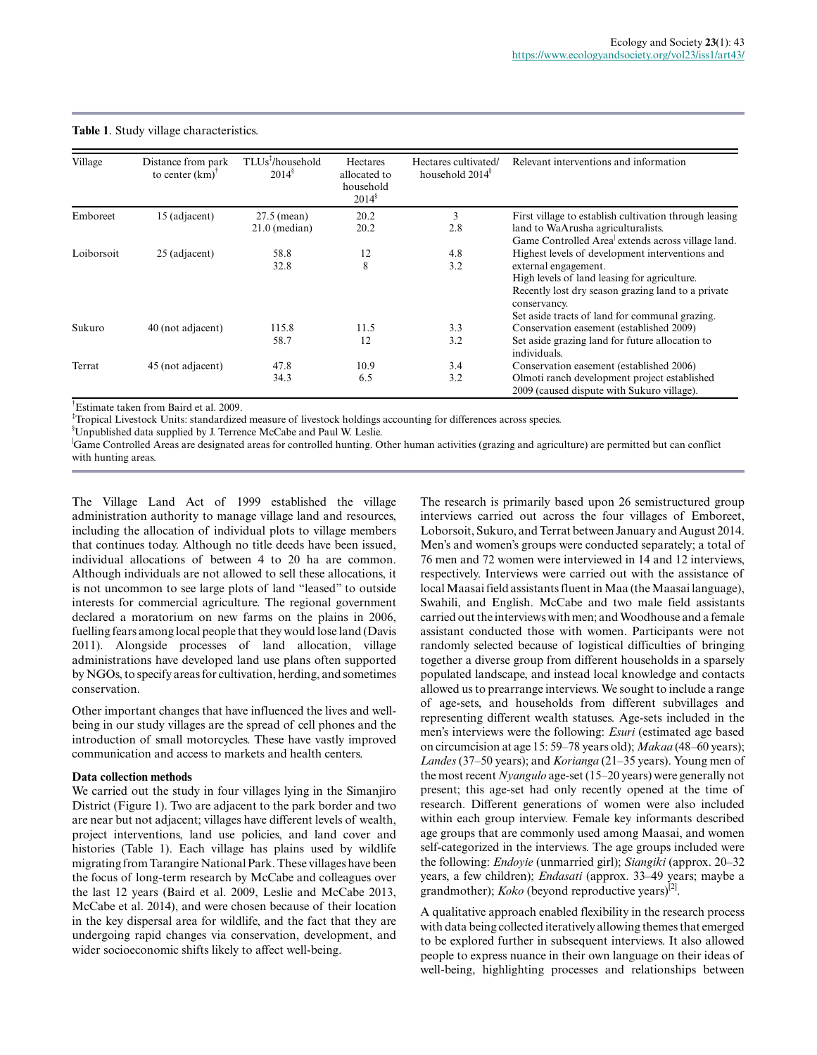**Table 1**. Study village characteristics.

| Village | Distance from park to center (km)[†] | TLUs[‡]/household 2014[§] | Hectares allocated to household 2014[§] | Hectares cultivated/ household 2014[§] | Relevant interventions and information |
|---|---|---|---|---|---|
| Emboreet | 15 (adjacent) | 27.5 (mean) 21.0 (median) | 20.2 20.2 | 3 2.8 | First village to establish cultivation through leasing land to WaArusha agriculturalists. Game Controlled Area[|] extends across village land. |
| Loiborsoit | 25 (adjacent) | 58.8 32.8 | 12 8 | 4.8 3.2 | Highest levels of development interventions and external engagement. High levels of land leasing for agriculture. Recently lost dry season grazing land to a private conservancy. Set aside tracts of land for communal grazing. |
| Sukuro | 40 (not adjacent) | 115.8 58.7 | 11.5 12 | 3.3 3.2 | Conservation easement (established 2009) Set aside grazing land for future allocation to individuals. |
| Terrat | 45 (not adjacent) | 47.8 34.3 | 10.9 6.5 | 3.4 3.2 | Conservation easement (established 2006) Olmoti ranch development project established 2009 (caused dispute with Sukuro village). |

[†]Estimate taken from Baird et al. 2009.
[‡]Tropical Livestock Units: standardized measure of livestock holdings accounting for differences across species.
[§]Unpublished data supplied by J. Terrence McCabe and Paul W. Leslie.
[|]Game Controlled Areas are designated areas for controlled hunting. Other human activities (grazing and agriculture) are permitted but can conflict with hunting areas.

The Village Land Act of 1999 established the village administration authority to manage village land and resources, including the allocation of individual plots to village members that continues today. Although no title deeds have been issued, individual allocations of between 4 to 20 ha are common. Although individuals are not allowed to sell these allocations, it is not uncommon to see large plots of land "leased" to outside interests for commercial agriculture. The regional government declared a moratorium on new farms on the plains in 2006, fuelling fears among local people that they would lose land (Davis 2011). Alongside processes of land allocation, village administrations have developed land use plans often supported by NGOs, to specify areas for cultivation, herding, and sometimes conservation.

Other important changes that have influenced the lives and well-being in our study villages are the spread of cell phones and the introduction of small motorcycles. These have vastly improved communication and access to markets and health centers.

### Data collection methods

We carried out the study in four villages lying in the Simanjiro District (Figure 1). Two are adjacent to the park border and two are near but not adjacent; villages have different levels of wealth, project interventions, land use policies, and land cover and histories (Table 1). Each village has plains used by wildlife migrating from Tarangire National Park. These villages have been the focus of long-term research by McCabe and colleagues over the last 12 years (Baird et al. 2009, Leslie and McCabe 2013, McCabe et al. 2014), and were chosen because of their location in the key dispersal area for wildlife, and the fact that they are undergoing rapid changes via conservation, development, and wider socioeconomic shifts likely to affect well-being.

The research is primarily based upon 26 semistructured group interviews carried out across the four villages of Emboreet, Loborsoit, Sukuro, and Terrat between January and August 2014. Men's and women's groups were conducted separately; a total of 76 men and 72 women were interviewed in 14 and 12 interviews, respectively. Interviews were carried out with the assistance of local Maasai field assistants fluent in Maa (the Maasai language), Swahili, and English. McCabe and two male field assistants carried out the interviews with men; and Woodhouse and a female assistant conducted those with women. Participants were not randomly selected because of logistical difficulties of bringing together a diverse group from different households in a sparsely populated landscape, and instead local knowledge and contacts allowed us to prearrange interviews. We sought to include a range of age-sets, and households from different subvillages and representing different wealth statuses. Age-sets included in the men's interviews were the following: *Esuri* (estimated age based on circumcision at age 15: 59–78 years old); *Makaa* (48–60 years); *Landes* (37–50 years); and *Korianga* (21–35 years). Young men of the most recent *Nyangulo* age-set (15–20 years) were generally not present; this age-set had only recently opened at the time of research. Different generations of women were also included within each group interview. Female key informants described age groups that are commonly used among Maasai, and women self-categorized in the interviews. The age groups included were the following: *Endoyie* (unmarried girl); *Siangiki* (approx. 20–32 years, a few children); *Endasati* (approx. 33–49 years; maybe a grandmother); *Koko* (beyond reproductive years)[2].

A qualitative approach enabled flexibility in the research process with data being collected iteratively allowing themes that emerged to be explored further in subsequent interviews. It also allowed people to express nuance in their own language on their ideas of well-being, highlighting processes and relationships between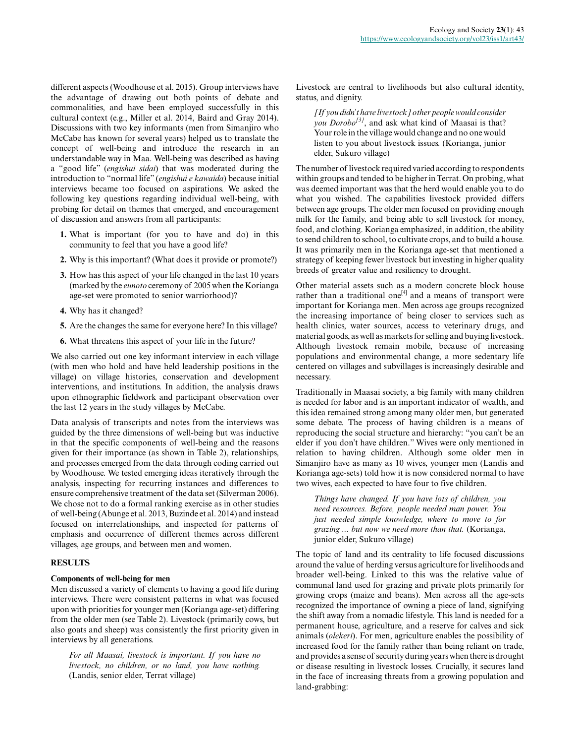different aspects (Woodhouse et al. 2015). Group interviews have the advantage of drawing out both points of debate and commonalities, and have been employed successfully in this cultural context (e.g., Miller et al. 2014, Baird and Gray 2014). Discussions with two key informants (men from Simanjiro who McCabe has known for several years) helped us to translate the concept of well-being and introduce the research in an understandable way in Maa. Well-being was described as having a "good life" (*engishui sidai*) that was moderated during the introduction to "normal life" (*engishui e kawaida*) because initial interviews became too focused on aspirations. We asked the following key questions regarding individual well-being, with probing for detail on themes that emerged, and encouragement of discussion and answers from all participants:

1. What is important (for you to have and do) in this community to feel that you have a good life?
2. Why is this important? (What does it provide or promote?)
3. How has this aspect of your life changed in the last 10 years (marked by the *eunoto* ceremony of 2005 when the Korianga age-set were promoted to senior warriorhood)?
4. Why has it changed?
5. Are the changes the same for everyone here? In this village?
6. What threatens this aspect of your life in the future?

We also carried out one key informant interview in each village (with men who hold and have held leadership positions in the village) on village histories, conservation and development interventions, and institutions. In addition, the analysis draws upon ethnographic fieldwork and participant observation over the last 12 years in the study villages by McCabe.

Data analysis of transcripts and notes from the interviews was guided by the three dimensions of well-being but was inductive in that the specific components of well-being and the reasons given for their importance (as shown in Table 2), relationships, and processes emerged from the data through coding carried out by Woodhouse. We tested emerging ideas iteratively through the analysis, inspecting for recurring instances and differences to ensure comprehensive treatment of the data set (Silverman 2006). We chose not to do a formal ranking exercise as in other studies of well-being (Abunge et al. 2013, Buzinde et al. 2014) and instead focused on interrelationships, and inspected for patterns of emphasis and occurrence of different themes across different villages, age groups, and between men and women.

## RESULTS

### Components of well-being for men

Men discussed a variety of elements to having a good life during interviews. There were consistent patterns in what was focused upon with priorities for younger men (Korianga age-set) differing from the older men (see Table 2). Livestock (primarily cows, but also goats and sheep) was consistently the first priority given in interviews by all generations.

> *For all Maasai, livestock is important. If you have no livestock, no children, or no land, you have nothing.* (Landis, senior elder, Terrat village)

Livestock are central to livelihoods but also cultural identity, status, and dignity.

> *[If you didn't have livestock] other people would consider you Dorobo*[3], and ask what kind of Maasai is that? Your role in the village would change and no one would listen to you about livestock issues. (Korianga, junior elder, Sukuro village)

The number of livestock required varied according to respondents within groups and tended to be higher in Terrat. On probing, what was deemed important was that the herd would enable you to do what you wished. The capabilities livestock provided differs between age groups. The older men focused on providing enough milk for the family, and being able to sell livestock for money, food, and clothing. Korianga emphasized, in addition, the ability to send children to school, to cultivate crops, and to build a house. It was primarily men in the Korianga age-set that mentioned a strategy of keeping fewer livestock but investing in higher quality breeds of greater value and resiliency to drought.

Other material assets such as a modern concrete block house rather than a traditional one[4] and a means of transport were important for Korianga men. Men across age groups recognized the increasing importance of being closer to services such as health clinics, water sources, access to veterinary drugs, and material goods, as well as markets for selling and buying livestock. Although livestock remain mobile, because of increasing populations and environmental change, a more sedentary life centered on villages and subvillages is increasingly desirable and necessary.

Traditionally in Maasai society, a big family with many children is needed for labor and is an important indicator of wealth, and this idea remained strong among many older men, but generated some debate. The process of having children is a means of reproducing the social structure and hierarchy: "you can't be an elder if you don't have children." Wives were only mentioned in relation to having children. Although some older men in Simanjiro have as many as 10 wives, younger men (Landis and Korianga age-sets) told how it is now considered normal to have two wives, each expected to have four to five children.

> *Things have changed. If you have lots of children, you need resources. Before, people needed man power. You just needed simple knowledge, where to move to for grazing ... but now we need more than that.* (Korianga, junior elder, Sukuro village)

The topic of land and its centrality to life focused discussions around the value of herding versus agriculture for livelihoods and broader well-being. Linked to this was the relative value of communal land used for grazing and private plots primarily for growing crops (maize and beans). Men across all the age-sets recognized the importance of owning a piece of land, signifying the shift away from a nomadic lifestyle. This land is needed for a permanent house, agriculture, and a reserve for calves and sick animals (*olekeri*). For men, agriculture enables the possibility of increased food for the family rather than being reliant on trade, and provides a sense of security during years when there is drought or disease resulting in livestock losses. Crucially, it secures land in the face of increasing threats from a growing population and land-grabbing: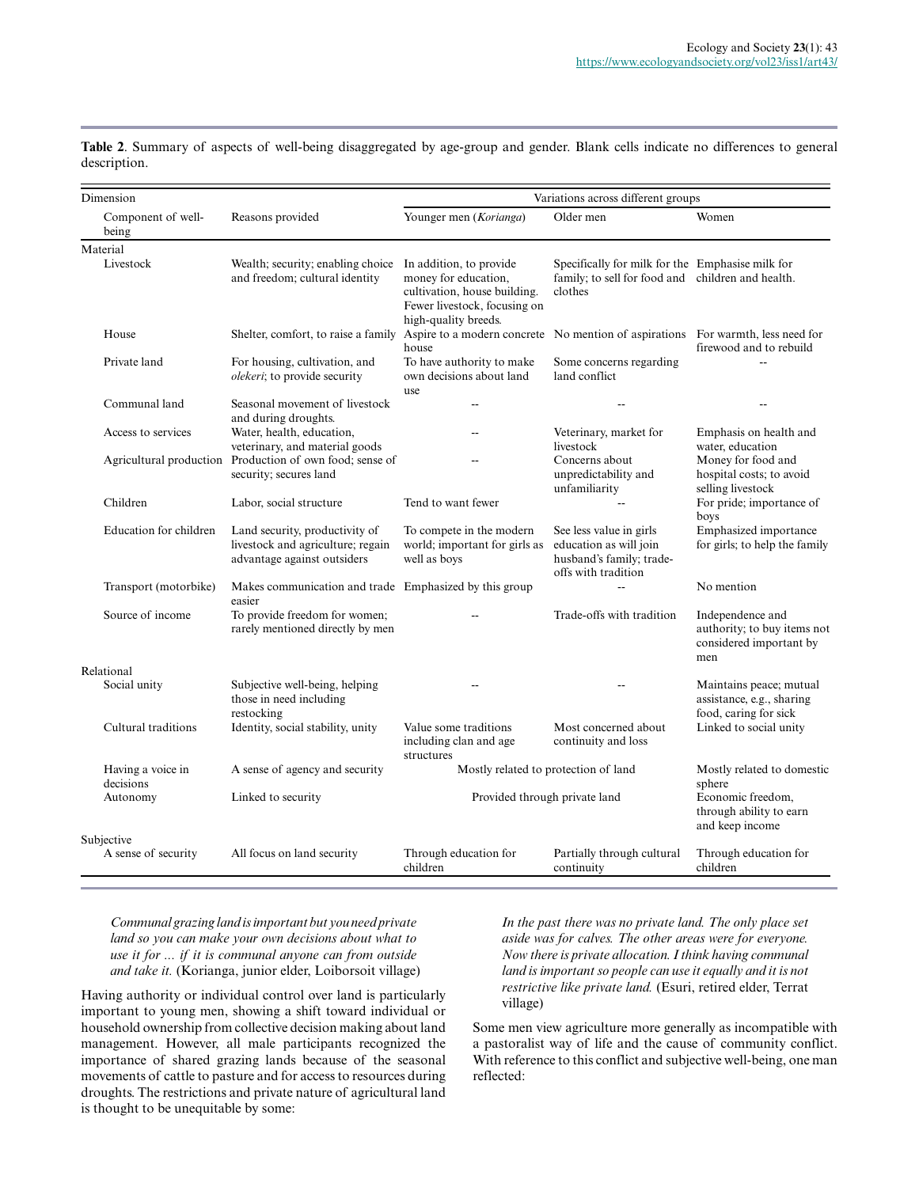**Table 2**. Summary of aspects of well-being disaggregated by age-group and gender. Blank cells indicate no differences to general description.

| Dimension | | Variations across different groups | | |
|---|---|---|---|---|
| Component of well-being | Reasons provided | Younger men (*Korianga*) | Older men | Women |
| **Material** | | | | |
| Livestock | Wealth; security; enabling choice and freedom; cultural identity | In addition, to provide money for education, cultivation, house building. Fewer livestock, focusing on high-quality breeds. | Specifically for milk for the family; to sell for food and clothes | Emphasise milk for children and health. |
| House | Shelter, comfort, to raise a family | Aspire to a modern concrete house | No mention of aspirations | For warmth, less need for firewood and to rebuild |
| Private land | For housing, cultivation, and *olekeri*; to provide security | To have authority to make own decisions about land use | Some concerns regarding land conflict | -- |
| Communal land | Seasonal movement of livestock and during droughts. | -- | -- | -- |
| Access to services | Water, health, education, veterinary, and material goods | -- | Veterinary, market for livestock | Emphasis on health and water, education |
| Agricultural production | Production of own food; sense of security; secures land | -- | Concerns about unpredictability and unfamiliarity | Money for food and hospital costs; to avoid selling livestock |
| Children | Labor, social structure | Tend to want fewer | -- | For pride; importance of boys |
| Education for children | Land security, productivity of livestock and agriculture; regain advantage against outsiders | To compete in the modern world; important for girls as well as boys | See less value in girls education as will join husband's family; trade-offs with tradition | Emphasized importance for girls; to help the family |
| Transport (motorbike) | Makes communication and trade easier | Emphasized by this group | -- | No mention |
| Source of income | To provide freedom for women; rarely mentioned directly by men | -- | Trade-offs with tradition | Independence and authority; to buy items not considered important by men |
| **Relational** | | | | |
| Social unity | Subjective well-being, helping those in need including restocking | -- | -- | Maintains peace; mutual assistance, e.g., sharing food, caring for sick |
| Cultural traditions | Identity, social stability, unity | Value some traditions including clan and age structures | Most concerned about continuity and loss | Linked to social unity |
| Having a voice in decisions | A sense of agency and security | Mostly related to protection of land | | Mostly related to domestic sphere |
| Autonomy | Linked to security | Provided through private land | | Economic freedom, through ability to earn and keep income |
| **Subjective** | | | | |
| A sense of security | All focus on land security | Through education for children | Partially through cultural continuity | Through education for children |

> *Communal grazing land is important but you need private land so you can make your own decisions about what to use it for ... if it is communal anyone can from outside and take it.* (Korianga, junior elder, Loiborsoit village)

Having authority or individual control over land is particularly important to young men, showing a shift toward individual or household ownership from collective decision making about land management. However, all male participants recognized the importance of shared grazing lands because of the seasonal movements of cattle to pasture and for access to resources during droughts. The restrictions and private nature of agricultural land is thought to be unequitable by some:

> *In the past there was no private land. The only place set aside was for calves. The other areas were for everyone. Now there is private allocation. I think having communal land is important so people can use it equally and it is not restrictive like private land.* (Esuri, retired elder, Terrat village)

Some men view agriculture more generally as incompatible with a pastoralist way of life and the cause of community conflict. With reference to this conflict and subjective well-being, one man reflected: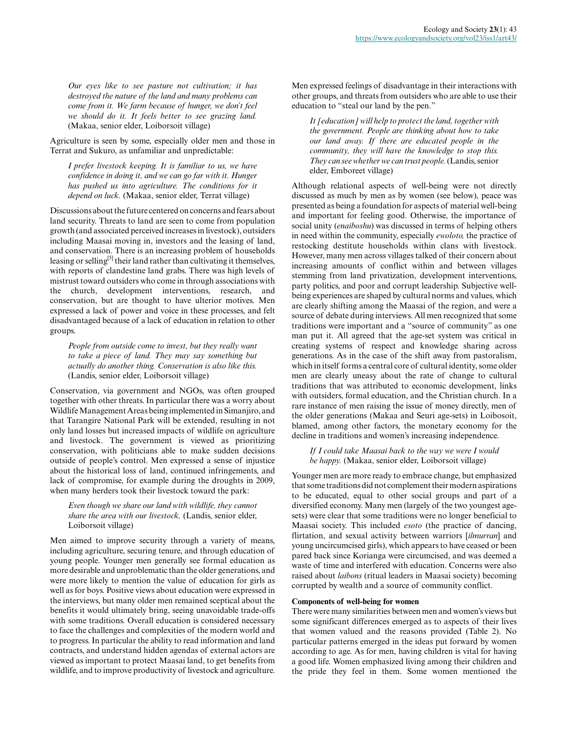> *Our eyes like to see pasture not cultivation; it has destroyed the nature of the land and many problems can come from it. We farm because of hunger, we don't feel we should do it. It feels better to see grazing land.* (Makaa, senior elder, Loiborsoit village)

Agriculture is seen by some, especially older men and those in Terrat and Sukuro, as unfamiliar and unpredictable:

> *I prefer livestock keeping. It is familiar to us, we have confidence in doing it, and we can go far with it. Hunger has pushed us into agriculture. The conditions for it depend on luck.* (Makaa, senior elder, Terrat village)

Discussions about the future centered on concerns and fears about land security. Threats to land are seen to come from population growth (and associated perceived increases in livestock), outsiders including Maasai moving in, investors and the leasing of land, and conservation. There is an increasing problem of households leasing or selling[5] their land rather than cultivating it themselves, with reports of clandestine land grabs. There was high levels of mistrust toward outsiders who come in through associations with the church, development interventions, research, and conservation, but are thought to have ulterior motives. Men expressed a lack of power and voice in these processes, and felt disadvantaged because of a lack of education in relation to other groups.

> *People from outside come to invest, but they really want to take a piece of land. They may say something but actually do another thing. Conservation is also like this.* (Landis, senior elder, Loiborsoit village)

Conservation, via government and NGOs, was often grouped together with other threats. In particular there was a worry about Wildlife Management Areas being implemented in Simanjiro, and that Tarangire National Park will be extended, resulting in not only land losses but increased impacts of wildlife on agriculture and livestock. The government is viewed as prioritizing conservation, with politicians able to make sudden decisions outside of people's control. Men expressed a sense of injustice about the historical loss of land, continued infringements, and lack of compromise, for example during the droughts in 2009, when many herders took their livestock toward the park:

> *Even though we share our land with wildlife, they cannot share the area with our livestock.* (Landis, senior elder, Loiborsoit village)

Men aimed to improve security through a variety of means, including agriculture, securing tenure, and through education of young people. Younger men generally see formal education as more desirable and unproblematic than the older generations, and were more likely to mention the value of education for girls as well as for boys. Positive views about education were expressed in the interviews, but many older men remained sceptical about the benefits it would ultimately bring, seeing unavoidable trade-offs with some traditions. Overall education is considered necessary to face the challenges and complexities of the modern world and to progress. In particular the ability to read information and land contracts, and understand hidden agendas of external actors are viewed as important to protect Maasai land, to get benefits from wildlife, and to improve productivity of livestock and agriculture.

Men expressed feelings of disadvantage in their interactions with other groups, and threats from outsiders who are able to use their education to "steal our land by the pen."

> *It [education] will help to protect the land, together with the government. People are thinking about how to take our land away. If there are educated people in the community, they will have the knowledge to stop this. They can see whether we can trust people.* (Landis, senior elder, Emboreet village)

Although relational aspects of well-being were not directly discussed as much by men as by women (see below), peace was presented as being a foundation for aspects of material well-being and important for feeling good. Otherwise, the importance of social unity (*enaiboshu*) was discussed in terms of helping others in need within the community, especially *ewoloto,* the practice of restocking destitute households within clans with livestock. However, many men across villages talked of their concern about increasing amounts of conflict within and between villages stemming from land privatization, development interventions, party politics, and poor and corrupt leadership. Subjective well-being experiences are shaped by cultural norms and values, which are clearly shifting among the Maasai of the region, and were a source of debate during interviews. All men recognized that some traditions were important and a "source of community" as one man put it. All agreed that the age-set system was critical in creating systems of respect and knowledge sharing across generations. As in the case of the shift away from pastoralism, which in itself forms a central core of cultural identity, some older men are clearly uneasy about the rate of change to cultural traditions that was attributed to economic development, links with outsiders, formal education, and the Christian church. In a rare instance of men raising the issue of money directly, men of the older generations (Makaa and Seuri age-sets) in Loibosoit, blamed, among other factors, the monetary economy for the decline in traditions and women's increasing independence.

> *If I could take Maasai back to the way we were I would be happy.* (Makaa, senior elder, Loiborsoit village)

Younger men are more ready to embrace change, but emphasized that some traditions did not complement their modern aspirations to be educated, equal to other social groups and part of a diversified economy. Many men (largely of the two youngest age-sets) were clear that some traditions were no longer beneficial to Maasai society. This included *esoto* (the practice of dancing, flirtation, and sexual activity between warriors [*ilmurran*] and young uncircumcised girls), which appears to have ceased or been pared back since Korianga were circumcised, and was deemed a waste of time and interfered with education. Concerns were also raised about *laibons* (ritual leaders in Maasai society) becoming corrupted by wealth and a source of community conflict.

**Components of well-being for women**

There were many similarities between men and women's views but some significant differences emerged as to aspects of their lives that women valued and the reasons provided (Table 2). No particular patterns emerged in the ideas put forward by women according to age. As for men, having children is vital for having a good life. Women emphasized living among their children and the pride they feel in them. Some women mentioned the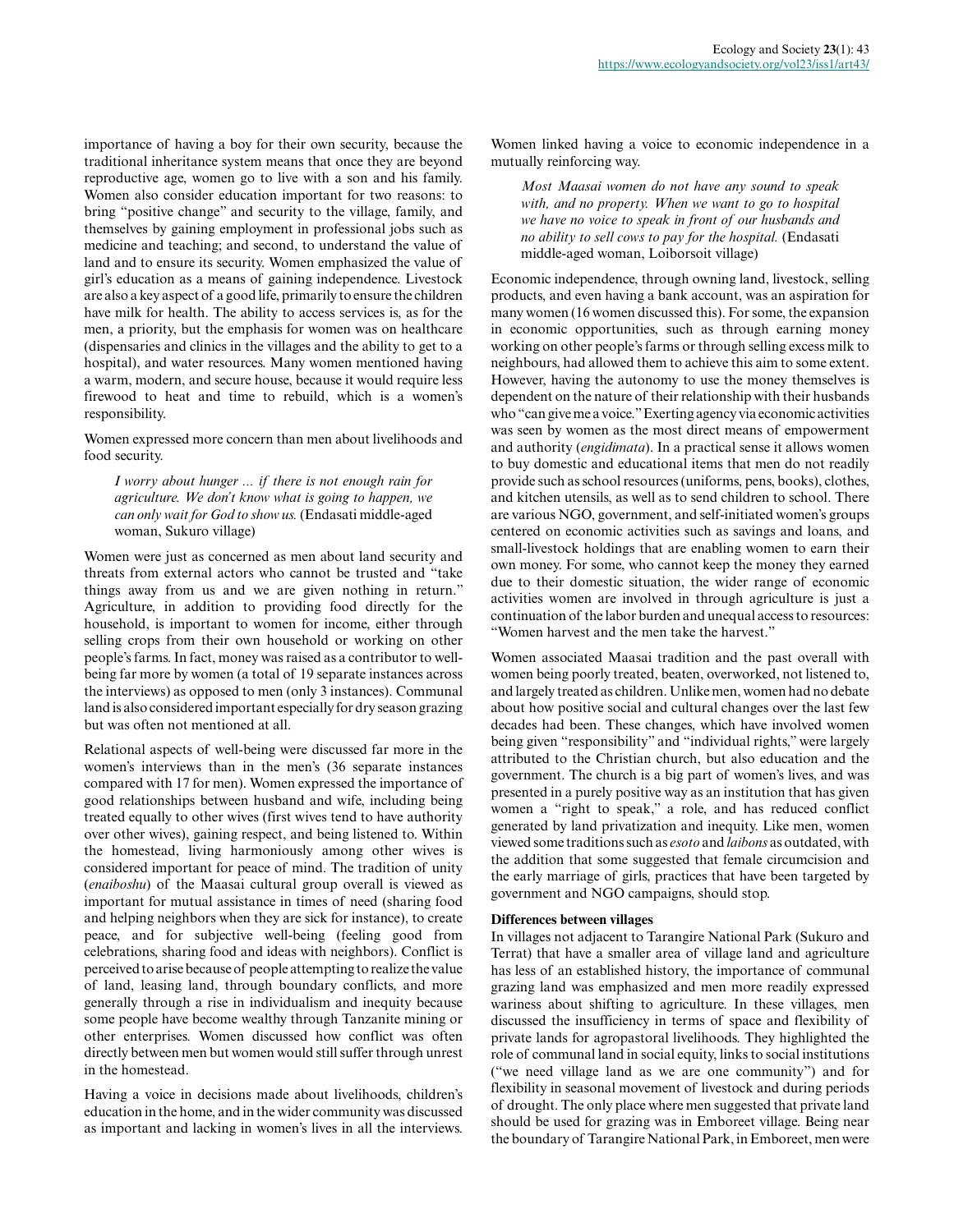importance of having a boy for their own security, because the traditional inheritance system means that once they are beyond reproductive age, women go to live with a son and his family. Women also consider education important for two reasons: to bring "positive change" and security to the village, family, and themselves by gaining employment in professional jobs such as medicine and teaching; and second, to understand the value of land and to ensure its security. Women emphasized the value of girl's education as a means of gaining independence. Livestock are also a key aspect of a good life, primarily to ensure the children have milk for health. The ability to access services is, as for the men, a priority, but the emphasis for women was on healthcare (dispensaries and clinics in the villages and the ability to get to a hospital), and water resources. Many women mentioned having a warm, modern, and secure house, because it would require less firewood to heat and time to rebuild, which is a women's responsibility.

Women expressed more concern than men about livelihoods and food security.

> *I worry about hunger ... if there is not enough rain for agriculture. We don't know what is going to happen, we can only wait for God to show us.* (Endasati middle-aged woman, Sukuro village)

Women were just as concerned as men about land security and threats from external actors who cannot be trusted and "take things away from us and we are given nothing in return." Agriculture, in addition to providing food directly for the household, is important to women for income, either through selling crops from their own household or working on other people's farms. In fact, money was raised as a contributor to well-being far more by women (a total of 19 separate instances across the interviews) as opposed to men (only 3 instances). Communal land is also considered important especially for dry season grazing but was often not mentioned at all.

Relational aspects of well-being were discussed far more in the women's interviews than in the men's (36 separate instances compared with 17 for men). Women expressed the importance of good relationships between husband and wife, including being treated equally to other wives (first wives tend to have authority over other wives), gaining respect, and being listened to. Within the homestead, living harmoniously among other wives is considered important for peace of mind. The tradition of unity (*enaiboshu*) of the Maasai cultural group overall is viewed as important for mutual assistance in times of need (sharing food and helping neighbors when they are sick for instance), to create peace, and for subjective well-being (feeling good from celebrations, sharing food and ideas with neighbors). Conflict is perceived to arise because of people attempting to realize the value of land, leasing land, through boundary conflicts, and more generally through a rise in individualism and inequity because some people have become wealthy through Tanzanite mining or other enterprises. Women discussed how conflict was often directly between men but women would still suffer through unrest in the homestead.

Having a voice in decisions made about livelihoods, children's education in the home, and in the wider community was discussed as important and lacking in women's lives in all the interviews. Women linked having a voice to economic independence in a mutually reinforcing way.

> *Most Maasai women do not have any sound to speak with, and no property. When we want to go to hospital we have no voice to speak in front of our husbands and no ability to sell cows to pay for the hospital.* (Endasati middle-aged woman, Loiborsoit village)

Economic independence, through owning land, livestock, selling products, and even having a bank account, was an aspiration for many women (16 women discussed this). For some, the expansion in economic opportunities, such as through earning money working on other people's farms or through selling excess milk to neighbours, had allowed them to achieve this aim to some extent. However, having the autonomy to use the money themselves is dependent on the nature of their relationship with their husbands who "can give me a voice." Exerting agency via economic activities was seen by women as the most direct means of empowerment and authority (*engidimata*). In a practical sense it allows women to buy domestic and educational items that men do not readily provide such as school resources (uniforms, pens, books), clothes, and kitchen utensils, as well as to send children to school. There are various NGO, government, and self-initiated women's groups centered on economic activities such as savings and loans, and small-livestock holdings that are enabling women to earn their own money. For some, who cannot keep the money they earned due to their domestic situation, the wider range of economic activities women are involved in through agriculture is just a continuation of the labor burden and unequal access to resources: "Women harvest and the men take the harvest."

Women associated Maasai tradition and the past overall with women being poorly treated, beaten, overworked, not listened to, and largely treated as children. Unlike men, women had no debate about how positive social and cultural changes over the last few decades had been. These changes, which have involved women being given "responsibility" and "individual rights," were largely attributed to the Christian church, but also education and the government. The church is a big part of women's lives, and was presented in a purely positive way as an institution that has given women a "right to speak," a role, and has reduced conflict generated by land privatization and inequity. Like men, women viewed some traditions such as *esoto* and *laibons* as outdated, with the addition that some suggested that female circumcision and the early marriage of girls, practices that have been targeted by government and NGO campaigns, should stop.

### Differences between villages

In villages not adjacent to Tarangire National Park (Sukuro and Terrat) that have a smaller area of village land and agriculture has less of an established history, the importance of communal grazing land was emphasized and men more readily expressed wariness about shifting to agriculture. In these villages, men discussed the insufficiency in terms of space and flexibility of private lands for agropastoral livelihoods. They highlighted the role of communal land in social equity, links to social institutions ("we need village land as we are one community") and for flexibility in seasonal movement of livestock and during periods of drought. The only place where men suggested that private land should be used for grazing was in Emboreet village. Being near the boundary of Tarangire National Park, in Emboreet, men were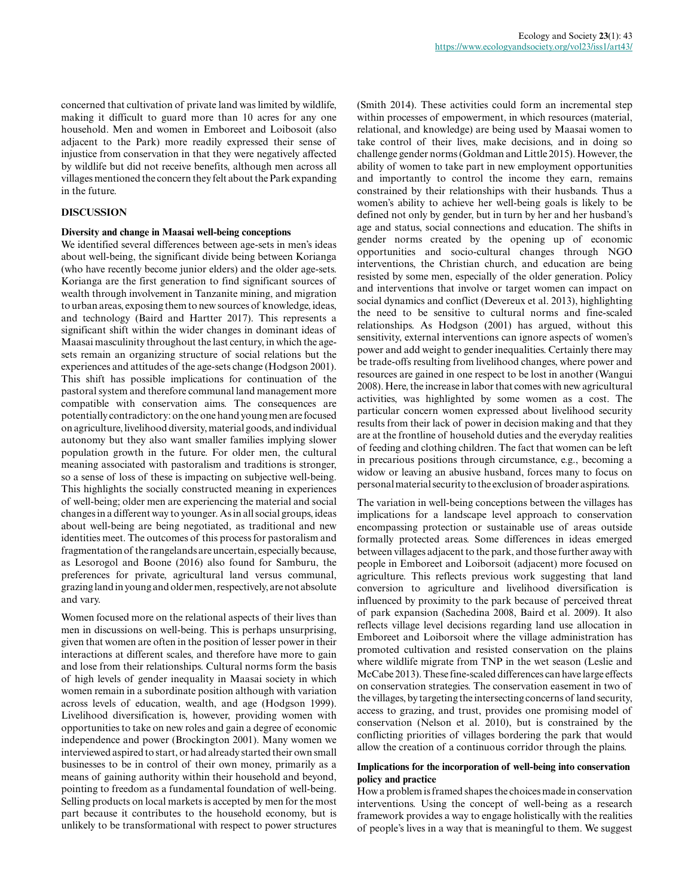concerned that cultivation of private land was limited by wildlife, making it difficult to guard more than 10 acres for any one household. Men and women in Emboreet and Loibosoit (also adjacent to the Park) more readily expressed their sense of injustice from conservation in that they were negatively affected by wildlife but did not receive benefits, although men across all villages mentioned the concern they felt about the Park expanding in the future.

## DISCUSSION

### Diversity and change in Maasai well-being conceptions

We identified several differences between age-sets in men's ideas about well-being, the significant divide being between Korianga (who have recently become junior elders) and the older age-sets. Korianga are the first generation to find significant sources of wealth through involvement in Tanzanite mining, and migration to urban areas, exposing them to new sources of knowledge, ideas, and technology (Baird and Hartter 2017). This represents a significant shift within the wider changes in dominant ideas of Maasai masculinity throughout the last century, in which the age-sets remain an organizing structure of social relations but the experiences and attitudes of the age-sets change (Hodgson 2001). This shift has possible implications for continuation of the pastoral system and therefore communal land management more compatible with conservation aims. The consequences are potentially contradictory: on the one hand young men are focused on agriculture, livelihood diversity, material goods, and individual autonomy but they also want smaller families implying slower population growth in the future. For older men, the cultural meaning associated with pastoralism and traditions is stronger, so a sense of loss of these is impacting on subjective well-being. This highlights the socially constructed meaning in experiences of well-being; older men are experiencing the material and social changes in a different way to younger. As in all social groups, ideas about well-being are being negotiated, as traditional and new identities meet. The outcomes of this process for pastoralism and fragmentation of the rangelands are uncertain, especially because, as Lesorogol and Boone (2016) also found for Samburu, the preferences for private, agricultural land versus communal, grazing land in young and older men, respectively, are not absolute and vary.

Women focused more on the relational aspects of their lives than men in discussions on well-being. This is perhaps unsurprising, given that women are often in the position of lesser power in their interactions at different scales, and therefore have more to gain and lose from their relationships. Cultural norms form the basis of high levels of gender inequality in Maasai society in which women remain in a subordinate position although with variation across levels of education, wealth, and age (Hodgson 1999). Livelihood diversification is, however, providing women with opportunities to take on new roles and gain a degree of economic independence and power (Brockington 2001). Many women we interviewed aspired to start, or had already started their own small businesses to be in control of their own money, primarily as a means of gaining authority within their household and beyond, pointing to freedom as a fundamental foundation of well-being. Selling products on local markets is accepted by men for the most part because it contributes to the household economy, but is unlikely to be transformational with respect to power structures (Smith 2014). These activities could form an incremental step within processes of empowerment, in which resources (material, relational, and knowledge) are being used by Maasai women to take control of their lives, make decisions, and in doing so challenge gender norms (Goldman and Little 2015). However, the ability of women to take part in new employment opportunities and importantly to control the income they earn, remains constrained by their relationships with their husbands. Thus a women's ability to achieve her well-being goals is likely to be defined not only by gender, but in turn by her and her husband's age and status, social connections and education. The shifts in gender norms created by the opening up of economic opportunities and socio-cultural changes through NGO interventions, the Christian church, and education are being resisted by some men, especially of the older generation. Policy and interventions that involve or target women can impact on social dynamics and conflict (Devereux et al. 2013), highlighting the need to be sensitive to cultural norms and fine-scaled relationships. As Hodgson (2001) has argued, without this sensitivity, external interventions can ignore aspects of women's power and add weight to gender inequalities. Certainly there may be trade-offs resulting from livelihood changes, where power and resources are gained in one respect to be lost in another (Wangui 2008). Here, the increase in labor that comes with new agricultural activities, was highlighted by some women as a cost. The particular concern women expressed about livelihood security results from their lack of power in decision making and that they are at the frontline of household duties and the everyday realities of feeding and clothing children. The fact that women can be left in precarious positions through circumstance, e.g., becoming a widow or leaving an abusive husband, forces many to focus on personal material security to the exclusion of broader aspirations.

The variation in well-being conceptions between the villages has implications for a landscape level approach to conservation encompassing protection or sustainable use of areas outside formally protected areas. Some differences in ideas emerged between villages adjacent to the park, and those further away with people in Emboreet and Loiborsoit (adjacent) more focused on agriculture. This reflects previous work suggesting that land conversion to agriculture and livelihood diversification is influenced by proximity to the park because of perceived threat of park expansion (Sachedina 2008, Baird et al. 2009). It also reflects village level decisions regarding land use allocation in Emboreet and Loiborsoit where the village administration has promoted cultivation and resisted conservation on the plains where wildlife migrate from TNP in the wet season (Leslie and McCabe 2013). These fine-scaled differences can have large effects on conservation strategies. The conservation easement in two of the villages, by targeting the intersecting concerns of land security, access to grazing, and trust, provides one promising model of conservation (Nelson et al. 2010), but is constrained by the conflicting priorities of villages bordering the park that would allow the creation of a continuous corridor through the plains.

### Implications for the incorporation of well-being into conservation policy and practice

How a problem is framed shapes the choices made in conservation interventions. Using the concept of well-being as a research framework provides a way to engage holistically with the realities of people's lives in a way that is meaningful to them. We suggest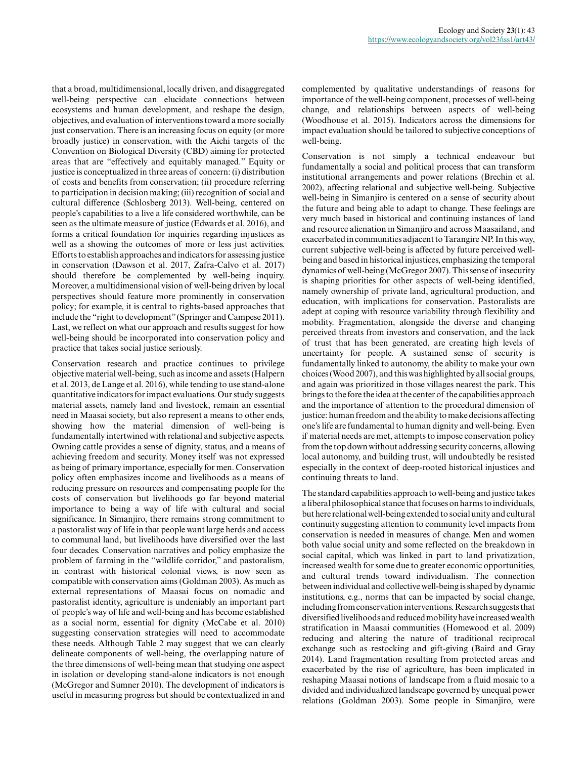that a broad, multidimensional, locally driven, and disaggregated well-being perspective can elucidate connections between ecosystems and human development, and reshape the design, objectives, and evaluation of interventions toward a more socially just conservation. There is an increasing focus on equity (or more broadly justice) in conservation, with the Aichi targets of the Convention on Biological Diversity (CBD) aiming for protected areas that are "effectively and equitably managed." Equity or justice is conceptualized in three areas of concern: (i) distribution of costs and benefits from conservation; (ii) procedure referring to participation in decision making; (iii) recognition of social and cultural difference (Schlosberg 2013). Well-being, centered on people's capabilities to a live a life considered worthwhile, can be seen as the ultimate measure of justice (Edwards et al. 2016), and forms a critical foundation for inquiries regarding injustices as well as a showing the outcomes of more or less just activities. Efforts to establish approaches and indicators for assessing justice in conservation (Dawson et al. 2017, Zafra-Calvo et al. 2017) should therefore be complemented by well-being inquiry. Moreover, a multidimensional vision of well-being driven by local perspectives should feature more prominently in conservation policy; for example, it is central to rights-based approaches that include the "right to development" (Springer and Campese 2011). Last, we reflect on what our approach and results suggest for how well-being should be incorporated into conservation policy and practice that takes social justice seriously.

Conservation research and practice continues to privilege objective material well-being, such as income and assets (Halpern et al. 2013, de Lange et al. 2016), while tending to use stand-alone quantitative indicators for impact evaluations. Our study suggests material assets, namely land and livestock, remain an essential need in Maasai society, but also represent a means to other ends, showing how the material dimension of well-being is fundamentally intertwined with relational and subjective aspects. Owning cattle provides a sense of dignity, status, and a means of achieving freedom and security. Money itself was not expressed as being of primary importance, especially for men. Conservation policy often emphasizes income and livelihoods as a means of reducing pressure on resources and compensating people for the costs of conservation but livelihoods go far beyond material importance to being a way of life with cultural and social significance. In Simanjiro, there remains strong commitment to a pastoralist way of life in that people want large herds and access to communal land, but livelihoods have diversified over the last four decades. Conservation narratives and policy emphasize the problem of farming in the "wildlife corridor," and pastoralism, in contrast with historical colonial views, is now seen as compatible with conservation aims (Goldman 2003). As much as external representations of Maasai focus on nomadic and pastoralist identity, agriculture is undeniably an important part of people's way of life and well-being and has become established as a social norm, essential for dignity (McCabe et al. 2010) suggesting conservation strategies will need to accommodate these needs. Although Table 2 may suggest that we can clearly delineate components of well-being, the overlapping nature of the three dimensions of well-being mean that studying one aspect in isolation or developing stand-alone indicators is not enough (McGregor and Sumner 2010). The development of indicators is useful in measuring progress but should be contextualized in and complemented by qualitative understandings of reasons for importance of the well-being component, processes of well-being change, and relationships between aspects of well-being (Woodhouse et al. 2015). Indicators across the dimensions for impact evaluation should be tailored to subjective conceptions of well-being.

Conservation is not simply a technical endeavour but fundamentally a social and political process that can transform institutional arrangements and power relations (Brechin et al. 2002), affecting relational and subjective well-being. Subjective well-being in Simanjiro is centered on a sense of security about the future and being able to adapt to change. These feelings are very much based in historical and continuing instances of land and resource alienation in Simanjiro and across Maasailand, and exacerbated in communities adjacent to Tarangire NP. In this way, current subjective well-being is affected by future perceived well-being and based in historical injustices, emphasizing the temporal dynamics of well-being (McGregor 2007). This sense of insecurity is shaping priorities for other aspects of well-being identified, namely ownership of private land, agricultural production, and education, with implications for conservation. Pastoralists are adept at coping with resource variability through flexibility and mobility. Fragmentation, alongside the diverse and changing perceived threats from investors and conservation, and the lack of trust that has been generated, are creating high levels of uncertainty for people. A sustained sense of security is fundamentally linked to autonomy, the ability to make your own choices (Wood 2007), and this was highlighted by all social groups, and again was prioritized in those villages nearest the park. This brings to the fore the idea at the center of the capabilities approach and the importance of attention to the procedural dimension of justice: human freedom and the ability to make decisions affecting one's life are fundamental to human dignity and well-being. Even if material needs are met, attempts to impose conservation policy from the top down without addressing security concerns, allowing local autonomy, and building trust, will undoubtedly be resisted especially in the context of deep-rooted historical injustices and continuing threats to land.

The standard capabilities approach to well-being and justice takes a liberal philosophical stance that focuses on harms to individuals, but here relational well-being extended to social unity and cultural continuity suggesting attention to community level impacts from conservation is needed in measures of change. Men and women both value social unity and some reflected on the breakdown in social capital, which was linked in part to land privatization, increased wealth for some due to greater economic opportunities, and cultural trends toward individualism. The connection between individual and collective well-being is shaped by dynamic institutions, e.g., norms that can be impacted by social change, including from conservation interventions. Research suggests that diversified livelihoods and reduced mobility have increased wealth stratification in Maasai communities (Homewood et al. 2009) reducing and altering the nature of traditional reciprocal exchange such as restocking and gift-giving (Baird and Gray 2014). Land fragmentation resulting from protected areas and exacerbated by the rise of agriculture, has been implicated in reshaping Maasai notions of landscape from a fluid mosaic to a divided and individualized landscape governed by unequal power relations (Goldman 2003). Some people in Simanjiro, were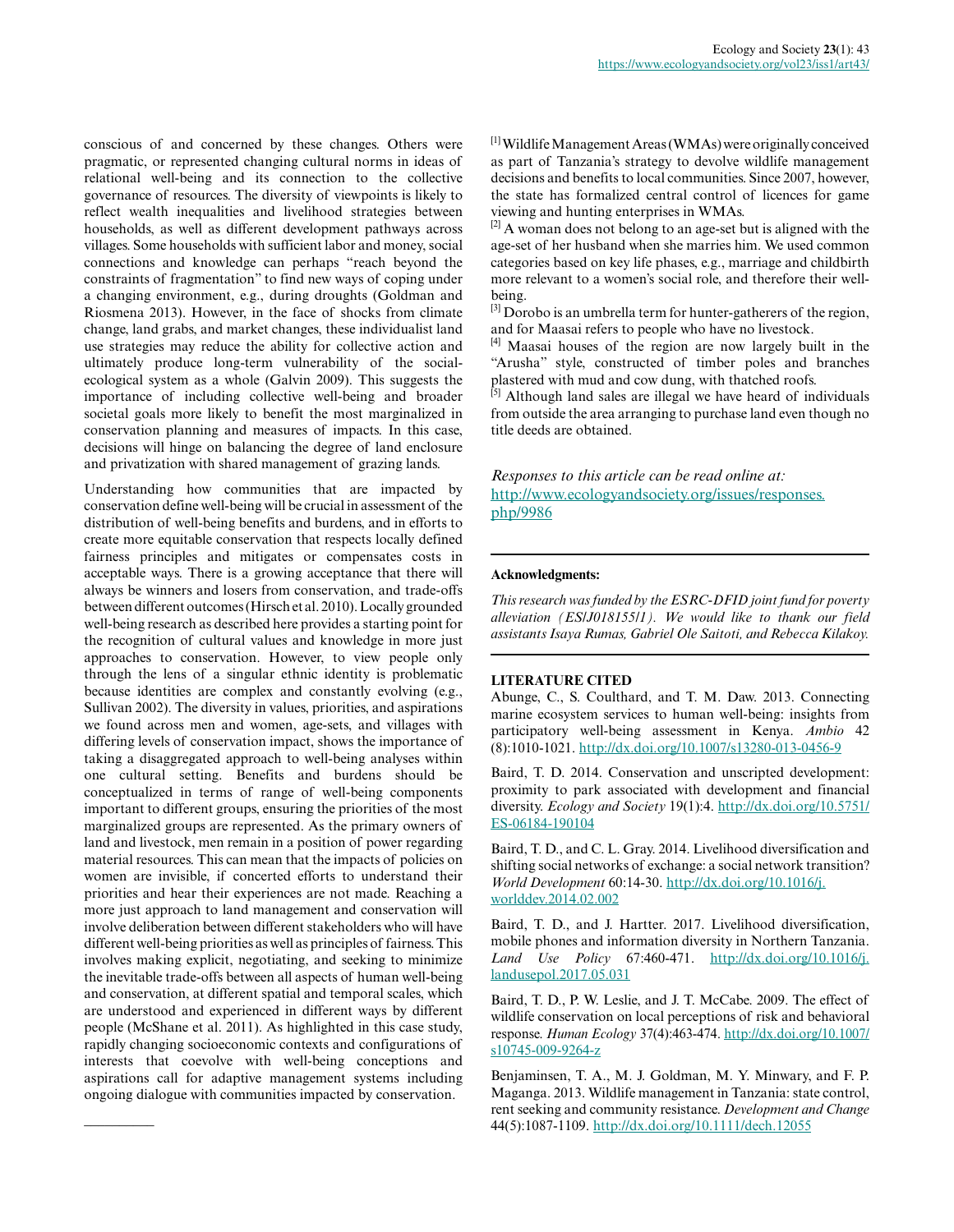conscious of and concerned by these changes. Others were pragmatic, or represented changing cultural norms in ideas of relational well-being and its connection to the collective governance of resources. The diversity of viewpoints is likely to reflect wealth inequalities and livelihood strategies between households, as well as different development pathways across villages. Some households with sufficient labor and money, social connections and knowledge can perhaps "reach beyond the constraints of fragmentation" to find new ways of coping under a changing environment, e.g., during droughts (Goldman and Riosmena 2013). However, in the face of shocks from climate change, land grabs, and market changes, these individualist land use strategies may reduce the ability for collective action and ultimately produce long-term vulnerability of the social-ecological system as a whole (Galvin 2009). This suggests the importance of including collective well-being and broader societal goals more likely to benefit the most marginalized in conservation planning and measures of impacts. In this case, decisions will hinge on balancing the degree of land enclosure and privatization with shared management of grazing lands.

Understanding how communities that are impacted by conservation define well-being will be crucial in assessment of the distribution of well-being benefits and burdens, and in efforts to create more equitable conservation that respects locally defined fairness principles and mitigates or compensates costs in acceptable ways. There is a growing acceptance that there will always be winners and losers from conservation, and trade-offs between different outcomes (Hirsch et al. 2010). Locally grounded well-being research as described here provides a starting point for the recognition of cultural values and knowledge in more just approaches to conservation. However, to view people only through the lens of a singular ethnic identity is problematic because identities are complex and constantly evolving (e.g., Sullivan 2002). The diversity in values, priorities, and aspirations we found across men and women, age-sets, and villages with differing levels of conservation impact, shows the importance of taking a disaggregated approach to well-being analyses within one cultural setting. Benefits and burdens should be conceptualized in terms of range of well-being components important to different groups, ensuring the priorities of the most marginalized groups are represented. As the primary owners of land and livestock, men remain in a position of power regarding material resources. This can mean that the impacts of policies on women are invisible, if concerted efforts to understand their priorities and hear their experiences are not made. Reaching a more just approach to land management and conservation will involve deliberation between different stakeholders who will have different well-being priorities as well as principles of fairness. This involves making explicit, negotiating, and seeking to minimize the inevitable trade-offs between all aspects of human well-being and conservation, at different spatial and temporal scales, which are understood and experienced in different ways by different people (McShane et al. 2011). As highlighted in this case study, rapidly changing socioeconomic contexts and configurations of interests that coevolve with well-being conceptions and aspirations call for adaptive management systems including ongoing dialogue with communities impacted by conservation.

---

[1] Wildlife Management Areas (WMAs) were originally conceived as part of Tanzania's strategy to devolve wildlife management decisions and benefits to local communities. Since 2007, however, the state has formalized central control of licences for game viewing and hunting enterprises in WMAs.

[2] A woman does not belong to an age-set but is aligned with the age-set of her husband when she marries him. We used common categories based on key life phases, e.g., marriage and childbirth more relevant to a women's social role, and therefore their well-being.

[3] Dorobo is an umbrella term for hunter-gatherers of the region, and for Maasai refers to people who have no livestock.

[4] Maasai houses of the region are now largely built in the "Arusha" style, constructed of timber poles and branches plastered with mud and cow dung, with thatched roofs.

[5] Although land sales are illegal we have heard of individuals from outside the area arranging to purchase land even though no title deeds are obtained.

*Responses to this article can be read online at:*
http://www.ecologyandsociety.org/issues/responses.php/9986

---

**Acknowledgments:**

*This research was funded by the ESRC-DFID joint fund for poverty alleviation (ES/J018155/1). We would like to thank our field assistants Isaya Rumas, Gabriel Ole Saitoti, and Rebecca Kilakoy.*

---

**LITERATURE CITED**

Abunge, C., S. Coulthard, and T. M. Daw. 2013. Connecting marine ecosystem services to human well-being: insights from participatory well-being assessment in Kenya. *Ambio* 42 (8):1010-1021. http://dx.doi.org/10.1007/s13280-013-0456-9

Baird, T. D. 2014. Conservation and unscripted development: proximity to park associated with development and financial diversity. *Ecology and Society* 19(1):4. http://dx.doi.org/10.5751/ES-06184-190104

Baird, T. D., and C. L. Gray. 2014. Livelihood diversification and shifting social networks of exchange: a social network transition? *World Development* 60:14-30. http://dx.doi.org/10.1016/j.worlddev.2014.02.002

Baird, T. D., and J. Hartter. 2017. Livelihood diversification, mobile phones and information diversity in Northern Tanzania. *Land Use Policy* 67:460-471. http://dx.doi.org/10.1016/j.landusepol.2017.05.031

Baird, T. D., P. W. Leslie, and J. T. McCabe. 2009. The effect of wildlife conservation on local perceptions of risk and behavioral response. *Human Ecology* 37(4):463-474. http://dx.doi.org/10.1007/s10745-009-9264-z

Benjaminsen, T. A., M. J. Goldman, M. Y. Minwary, and F. P. Maganga. 2013. Wildlife management in Tanzania: state control, rent seeking and community resistance. *Development and Change* 44(5):1087-1109. http://dx.doi.org/10.1111/dech.12055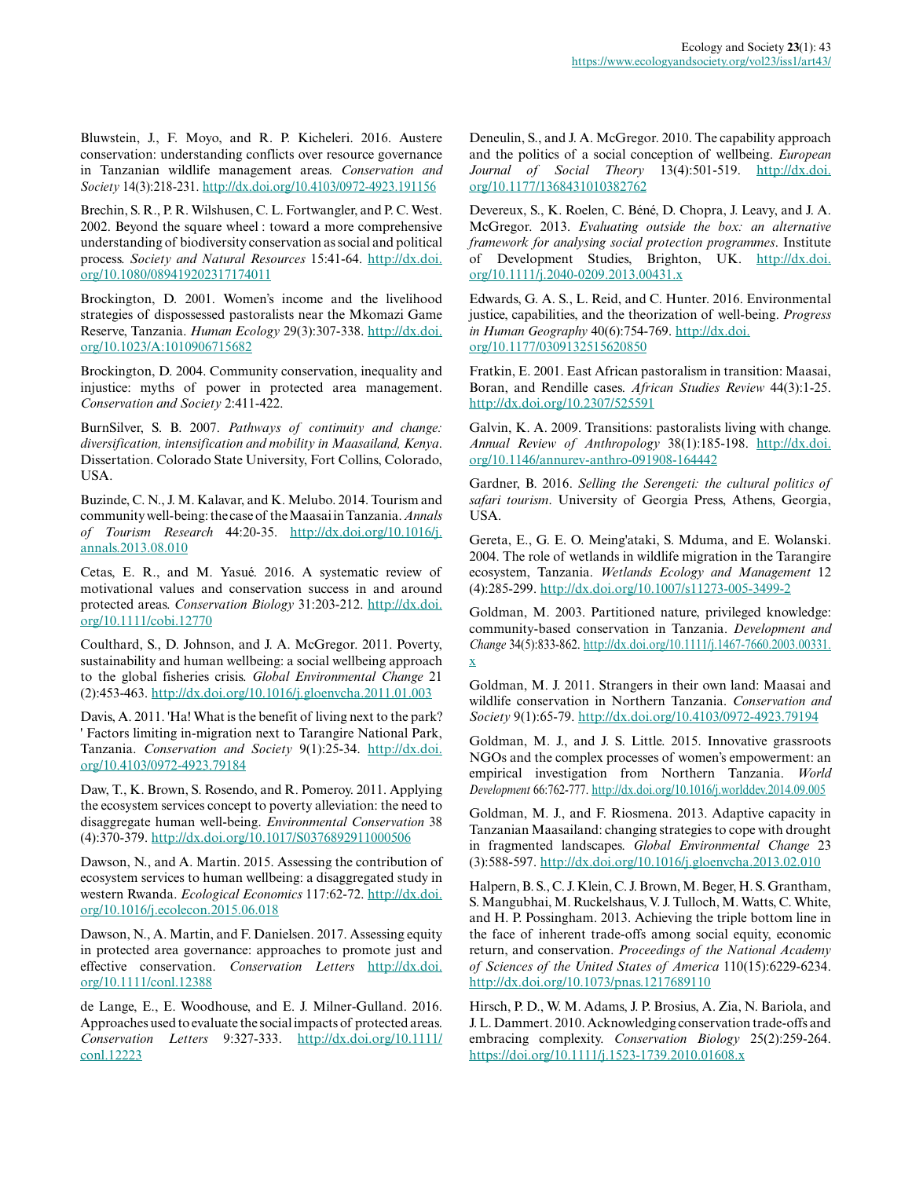Bluwstein, J., F. Moyo, and R. P. Kicheleri. 2016. Austere conservation: understanding conflicts over resource governance in Tanzanian wildlife management areas. *Conservation and Society* 14(3):218-231. http://dx.doi.org/10.4103/0972-4923.191156

Brechin, S. R., P. R. Wilshusen, C. L. Fortwangler, and P. C. West. 2002. Beyond the square wheel : toward a more comprehensive understanding of biodiversity conservation as social and political process. *Society and Natural Resources* 15:41-64. http://dx.doi.org/10.1080/089419202317174011

Brockington, D. 2001. Women's income and the livelihood strategies of dispossessed pastoralists near the Mkomazi Game Reserve, Tanzania. *Human Ecology* 29(3):307-338. http://dx.doi.org/10.1023/A:1010906715682

Brockington, D. 2004. Community conservation, inequality and injustice: myths of power in protected area management. *Conservation and Society* 2:411-422.

BurnSilver, S. B. 2007. *Pathways of continuity and change: diversification, intensification and mobility in Maasailand, Kenya*. Dissertation. Colorado State University, Fort Collins, Colorado, USA.

Buzinde, C. N., J. M. Kalavar, and K. Melubo. 2014. Tourism and community well-being: the case of the Maasai in Tanzania. *Annals of Tourism Research* 44:20-35. http://dx.doi.org/10.1016/j.annals.2013.08.010

Cetas, E. R., and M. Yasué. 2016. A systematic review of motivational values and conservation success in and around protected areas. *Conservation Biology* 31:203-212. http://dx.doi.org/10.1111/cobi.12770

Coulthard, S., D. Johnson, and J. A. McGregor. 2011. Poverty, sustainability and human wellbeing: a social wellbeing approach to the global fisheries crisis. *Global Environmental Change* 21 (2):453-463. http://dx.doi.org/10.1016/j.gloenvcha.2011.01.003

Davis, A. 2011. 'Ha! What is the benefit of living next to the park? ' Factors limiting in-migration next to Tarangire National Park, Tanzania. *Conservation and Society* 9(1):25-34. http://dx.doi.org/10.4103/0972-4923.79184

Daw, T., K. Brown, S. Rosendo, and R. Pomeroy. 2011. Applying the ecosystem services concept to poverty alleviation: the need to disaggregate human well-being. *Environmental Conservation* 38 (4):370-379. http://dx.doi.org/10.1017/S0376892911000506

Dawson, N., and A. Martin. 2015. Assessing the contribution of ecosystem services to human wellbeing: a disaggregated study in western Rwanda. *Ecological Economics* 117:62-72. http://dx.doi.org/10.1016/j.ecolecon.2015.06.018

Dawson, N., A. Martin, and F. Danielsen. 2017. Assessing equity in protected area governance: approaches to promote just and effective conservation. *Conservation Letters* http://dx.doi.org/10.1111/conl.12388

de Lange, E., E. Woodhouse, and E. J. Milner-Gulland. 2016. Approaches used to evaluate the social impacts of protected areas. *Conservation Letters* 9:327-333. http://dx.doi.org/10.1111/conl.12223

Deneulin, S., and J. A. McGregor. 2010. The capability approach and the politics of a social conception of wellbeing. *European Journal of Social Theory* 13(4):501-519. http://dx.doi.org/10.1177/1368431010382762

Devereux, S., K. Roelen, C. Béné, D. Chopra, J. Leavy, and J. A. McGregor. 2013. *Evaluating outside the box: an alternative framework for analysing social protection programmes*. Institute of Development Studies, Brighton, UK. http://dx.doi.org/10.1111/j.2040-0209.2013.00431.x

Edwards, G. A. S., L. Reid, and C. Hunter. 2016. Environmental justice, capabilities, and the theorization of well-being. *Progress in Human Geography* 40(6):754-769. http://dx.doi.org/10.1177/0309132515620850

Fratkin, E. 2001. East African pastoralism in transition: Maasai, Boran, and Rendille cases. *African Studies Review* 44(3):1-25. http://dx.doi.org/10.2307/525591

Galvin, K. A. 2009. Transitions: pastoralists living with change. *Annual Review of Anthropology* 38(1):185-198. http://dx.doi.org/10.1146/annurev-anthro-091908-164442

Gardner, B. 2016. *Selling the Serengeti: the cultural politics of safari tourism*. University of Georgia Press, Athens, Georgia, USA.

Gereta, E., G. E. O. Meing'ataki, S. Mduma, and E. Wolanski. 2004. The role of wetlands in wildlife migration in the Tarangire ecosystem, Tanzania. *Wetlands Ecology and Management* 12 (4):285-299. http://dx.doi.org/10.1007/s11273-005-3499-2

Goldman, M. 2003. Partitioned nature, privileged knowledge: community-based conservation in Tanzania. *Development and Change* 34(5):833-862. http://dx.doi.org/10.1111/j.1467-7660.2003.00331.x

Goldman, M. J. 2011. Strangers in their own land: Maasai and wildlife conservation in Northern Tanzania. *Conservation and Society* 9(1):65-79. http://dx.doi.org/10.4103/0972-4923.79194

Goldman, M. J., and J. S. Little. 2015. Innovative grassroots NGOs and the complex processes of women's empowerment: an empirical investigation from Northern Tanzania. *World Development* 66:762-777. http://dx.doi.org/10.1016/j.worlddev.2014.09.005

Goldman, M. J., and F. Riosmena. 2013. Adaptive capacity in Tanzanian Maasailand: changing strategies to cope with drought in fragmented landscapes. *Global Environmental Change* 23 (3):588-597. http://dx.doi.org/10.1016/j.gloenvcha.2013.02.010

Halpern, B. S., C. J. Klein, C. J. Brown, M. Beger, H. S. Grantham, S. Mangubhai, M. Ruckelshaus, V. J. Tulloch, M. Watts, C. White, and H. P. Possingham. 2013. Achieving the triple bottom line in the face of inherent trade-offs among social equity, economic return, and conservation. *Proceedings of the National Academy of Sciences of the United States of America* 110(15):6229-6234. http://dx.doi.org/10.1073/pnas.1217689110

Hirsch, P. D., W. M. Adams, J. P. Brosius, A. Zia, N. Bariola, and J. L. Dammert. 2010. Acknowledging conservation trade-offs and embracing complexity. *Conservation Biology* 25(2):259-264. https://doi.org/10.1111/j.1523-1739.2010.01608.x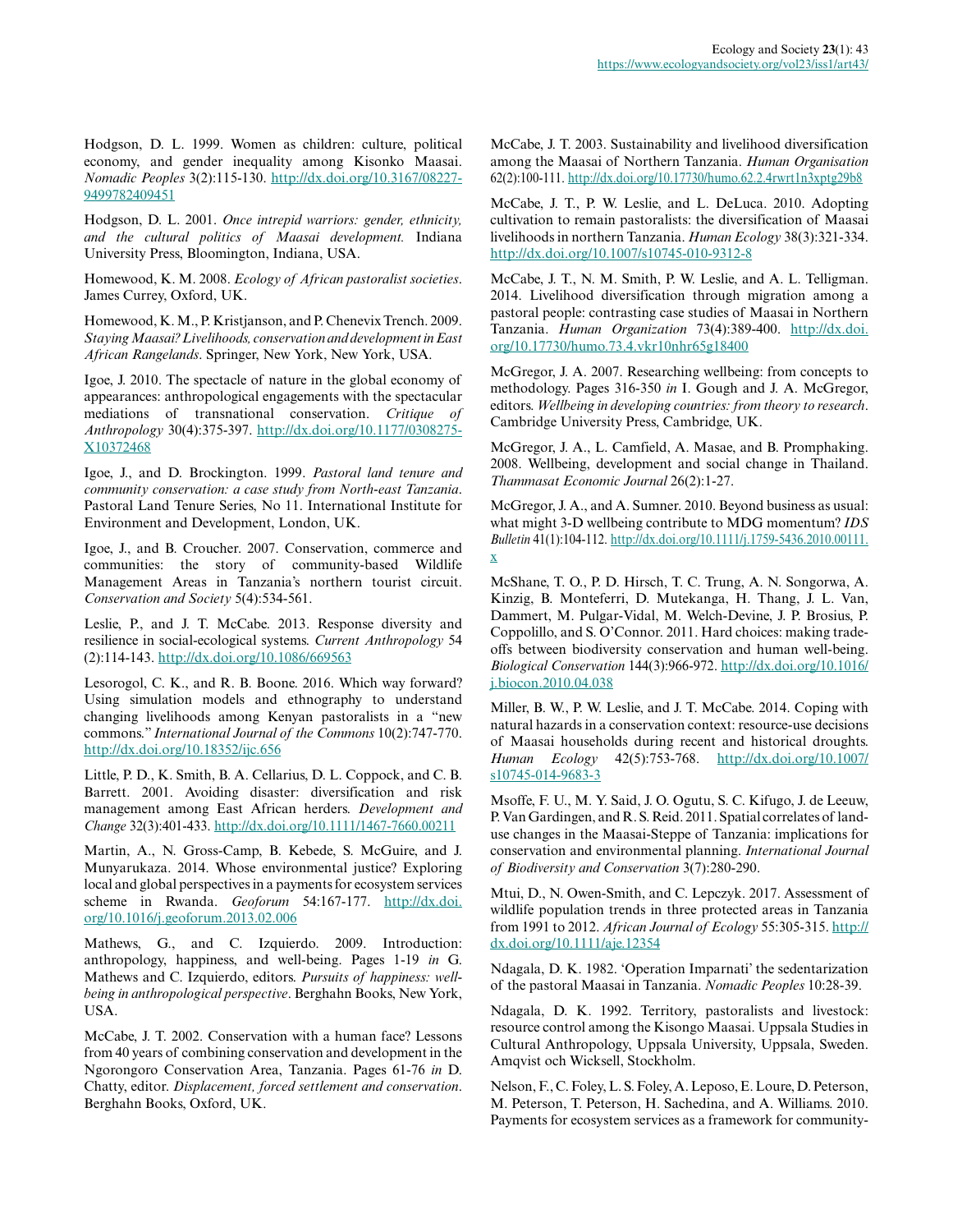Hodgson, D. L. 1999. Women as children: culture, political economy, and gender inequality among Kisonko Maasai. *Nomadic Peoples* 3(2):115-130. http://dx.doi.org/10.3167/082279499782409451

Hodgson, D. L. 2001. *Once intrepid warriors: gender, ethnicity, and the cultural politics of Maasai development.* Indiana University Press, Bloomington, Indiana, USA.

Homewood, K. M. 2008. *Ecology of African pastoralist societies*. James Currey, Oxford, UK.

Homewood, K. M., P. Kristjanson, and P. Chenevix Trench. 2009. *Staying Maasai? Livelihoods, conservation and development in East African Rangelands*. Springer, New York, New York, USA.

Igoe, J. 2010. The spectacle of nature in the global economy of appearances: anthropological engagements with the spectacular mediations of transnational conservation. *Critique of Anthropology* 30(4):375-397. http://dx.doi.org/10.1177/0308275X10372468

Igoe, J., and D. Brockington. 1999. *Pastoral land tenure and community conservation: a case study from North-east Tanzania*. Pastoral Land Tenure Series, No 11. International Institute for Environment and Development, London, UK.

Igoe, J., and B. Croucher. 2007. Conservation, commerce and communities: the story of community-based Wildlife Management Areas in Tanzania's northern tourist circuit. *Conservation and Society* 5(4):534-561.

Leslie, P., and J. T. McCabe. 2013. Response diversity and resilience in social-ecological systems. *Current Anthropology* 54 (2):114-143. http://dx.doi.org/10.1086/669563

Lesorogol, C. K., and R. B. Boone. 2016. Which way forward? Using simulation models and ethnography to understand changing livelihoods among Kenyan pastoralists in a "new commons." *International Journal of the Commons* 10(2):747-770. http://dx.doi.org/10.18352/ijc.656

Little, P. D., K. Smith, B. A. Cellarius, D. L. Coppock, and C. B. Barrett. 2001. Avoiding disaster: diversification and risk management among East African herders. *Development and Change* 32(3):401-433. http://dx.doi.org/10.1111/1467-7660.00211

Martin, A., N. Gross-Camp, B. Kebede, S. McGuire, and J. Munyarukaza. 2014. Whose environmental justice? Exploring local and global perspectives in a payments for ecosystem services scheme in Rwanda. *Geoforum* 54:167-177. http://dx.doi.org/10.1016/j.geoforum.2013.02.006

Mathews, G., and C. Izquierdo. 2009. Introduction: anthropology, happiness, and well-being. Pages 1-19 *in* G. Mathews and C. Izquierdo, editors. *Pursuits of happiness: well-being in anthropological perspective*. Berghahn Books, New York, USA.

McCabe, J. T. 2002. Conservation with a human face? Lessons from 40 years of combining conservation and development in the Ngorongoro Conservation Area, Tanzania. Pages 61-76 *in* D. Chatty, editor. *Displacement, forced settlement and conservation*. Berghahn Books, Oxford, UK.

McCabe, J. T. 2003. Sustainability and livelihood diversification among the Maasai of Northern Tanzania. *Human Organisation* 62(2):100-111. http://dx.doi.org/10.17730/humo.62.2.4rwrt1n3xptg29b8

McCabe, J. T., P. W. Leslie, and L. DeLuca. 2010. Adopting cultivation to remain pastoralists: the diversification of Maasai livelihoods in northern Tanzania. *Human Ecology* 38(3):321-334. http://dx.doi.org/10.1007/s10745-010-9312-8

McCabe, J. T., N. M. Smith, P. W. Leslie, and A. L. Telligman. 2014. Livelihood diversification through migration among a pastoral people: contrasting case studies of Maasai in Northern Tanzania. *Human Organization* 73(4):389-400. http://dx.doi.org/10.17730/humo.73.4.vkr10nhr65g18400

McGregor, J. A. 2007. Researching wellbeing: from concepts to methodology. Pages 316-350 *in* I. Gough and J. A. McGregor, editors. *Wellbeing in developing countries: from theory to research*. Cambridge University Press, Cambridge, UK.

McGregor, J. A., L. Camfield, A. Masae, and B. Promphaking. 2008. Wellbeing, development and social change in Thailand. *Thammasat Economic Journal* 26(2):1-27.

McGregor, J. A., and A. Sumner. 2010. Beyond business as usual: what might 3-D wellbeing contribute to MDG momentum? *IDS Bulletin* 41(1):104-112. http://dx.doi.org/10.1111/j.1759-5436.2010.00111.x

McShane, T. O., P. D. Hirsch, T. C. Trung, A. N. Songorwa, A. Kinzig, B. Monteferri, D. Mutekanga, H. Thang, J. L. Van, Dammert, M. Pulgar-Vidal, M. Welch-Devine, J. P. Brosius, P. Coppolillo, and S. O'Connor. 2011. Hard choices: making trade-offs between biodiversity conservation and human well-being. *Biological Conservation* 144(3):966-972. http://dx.doi.org/10.1016/j.biocon.2010.04.038

Miller, B. W., P. W. Leslie, and J. T. McCabe. 2014. Coping with natural hazards in a conservation context: resource-use decisions of Maasai households during recent and historical droughts. *Human Ecology* 42(5):753-768. http://dx.doi.org/10.1007/s10745-014-9683-3

Msoffe, F. U., M. Y. Said, J. O. Ogutu, S. C. Kifugo, J. de Leeuw, P. Van Gardingen, and R. S. Reid. 2011. Spatial correlates of land-use changes in the Maasai-Steppe of Tanzania: implications for conservation and environmental planning. *International Journal of Biodiversity and Conservation* 3(7):280-290.

Mtui, D., N. Owen-Smith, and C. Lepczyk. 2017. Assessment of wildlife population trends in three protected areas in Tanzania from 1991 to 2012. *African Journal of Ecology* 55:305-315. http://dx.doi.org/10.1111/aje.12354

Ndagala, D. K. 1982. 'Operation Imparnati' the sedentarization of the pastoral Maasai in Tanzania. *Nomadic Peoples* 10:28-39.

Ndagala, D. K. 1992. Territory, pastoralists and livestock: resource control among the Kisongo Maasai. Uppsala Studies in Cultural Anthropology, Uppsala University, Uppsala, Sweden. Amqvist och Wicksell, Stockholm.

Nelson, F., C. Foley, L. S. Foley, A. Leposo, E. Loure, D. Peterson, M. Peterson, T. Peterson, H. Sachedina, and A. Williams. 2010. Payments for ecosystem services as a framework for community-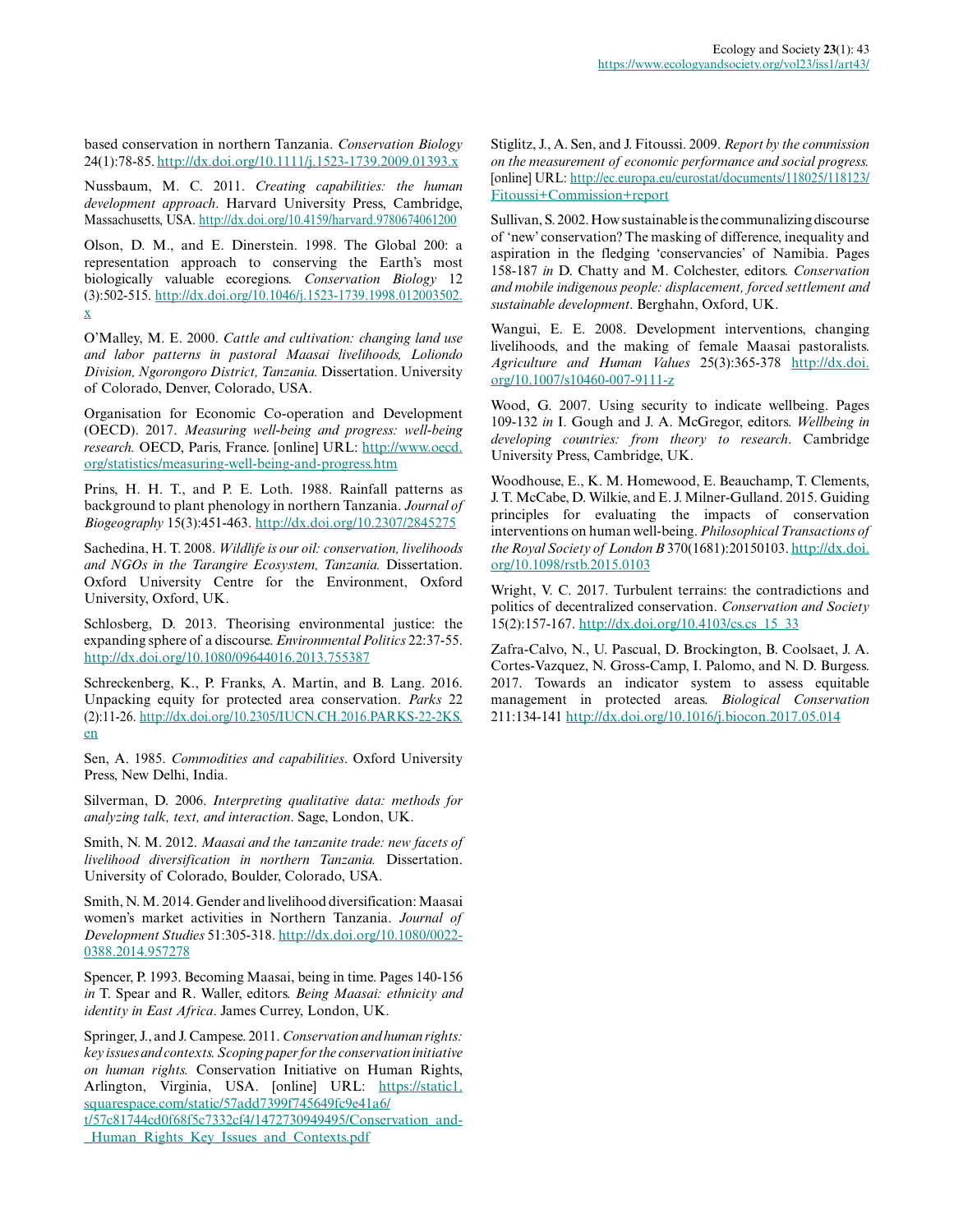based conservation in northern Tanzania. *Conservation Biology* 24(1):78-85. http://dx.doi.org/10.1111/j.1523-1739.2009.01393.x

Nussbaum, M. C. 2011. *Creating capabilities: the human development approach*. Harvard University Press, Cambridge, Massachusetts, USA. http://dx.doi.org/10.4159/harvard.9780674061200

Olson, D. M., and E. Dinerstein. 1998. The Global 200: a representation approach to conserving the Earth's most biologically valuable ecoregions. *Conservation Biology* 12 (3):502-515. http://dx.doi.org/10.1046/j.1523-1739.1998.012003502.x

O'Malley, M. E. 2000. *Cattle and cultivation: changing land use and labor patterns in pastoral Maasai livelihoods, Loliondo Division, Ngorongoro District, Tanzania.* Dissertation. University of Colorado, Denver, Colorado, USA.

Organisation for Economic Co-operation and Development (OECD). 2017. *Measuring well-being and progress: well-being research.* OECD, Paris, France. [online] URL: http://www.oecd.org/statistics/measuring-well-being-and-progress.htm

Prins, H. H. T., and P. E. Loth. 1988. Rainfall patterns as background to plant phenology in northern Tanzania. *Journal of Biogeography* 15(3):451-463. http://dx.doi.org/10.2307/2845275

Sachedina, H. T. 2008. *Wildlife is our oil: conservation, livelihoods and NGOs in the Tarangire Ecosystem, Tanzania.* Dissertation. Oxford University Centre for the Environment, Oxford University, Oxford, UK.

Schlosberg, D. 2013. Theorising environmental justice: the expanding sphere of a discourse. *Environmental Politics* 22:37-55. http://dx.doi.org/10.1080/09644016.2013.755387

Schreckenberg, K., P. Franks, A. Martin, and B. Lang. 2016. Unpacking equity for protected area conservation. *Parks* 22 (2):11-26. http://dx.doi.org/10.2305/IUCN.CH.2016.PARKS-22-2KS.en

Sen, A. 1985. *Commodities and capabilities*. Oxford University Press, New Delhi, India.

Silverman, D. 2006. *Interpreting qualitative data: methods for analyzing talk, text, and interaction*. Sage, London, UK.

Smith, N. M. 2012. *Maasai and the tanzanite trade: new facets of livelihood diversification in northern Tanzania.* Dissertation. University of Colorado, Boulder, Colorado, USA.

Smith, N. M. 2014. Gender and livelihood diversification: Maasai women's market activities in Northern Tanzania. *Journal of Development Studies* 51:305-318. http://dx.doi.org/10.1080/00220388.2014.957278

Spencer, P. 1993. Becoming Maasai, being in time. Pages 140-156 *in* T. Spear and R. Waller, editors. *Being Maasai: ethnicity and identity in East Africa*. James Currey, London, UK.

Springer, J., and J. Campese. 2011. *Conservation and human rights: key issues and contexts. Scoping paper for the conservation initiative on human rights.* Conservation Initiative on Human Rights, Arlington, Virginia, USA. [online] URL: https://static1.squarespace.com/static/57add7399f745649fc9e41a6/t/57c81744cd0f68f5c7332cf4/1472730949495/Conservation_and-_Human_Rights_Key_Issues_and_Contexts.pdf

Stiglitz, J., A. Sen, and J. Fitoussi. 2009. *Report by the commission on the measurement of economic performance and social progress.* [online] URL: http://ec.europa.eu/eurostat/documents/118025/118123/Fitoussi+Commission+report

Sullivan, S. 2002. How sustainable is the communalizing discourse of 'new' conservation? The masking of difference, inequality and aspiration in the fledging 'conservancies' of Namibia. Pages 158-187 *in* D. Chatty and M. Colchester, editors. *Conservation and mobile indigenous people: displacement, forced settlement and sustainable development*. Berghahn, Oxford, UK.

Wangui, E. E. 2008. Development interventions, changing livelihoods, and the making of female Maasai pastoralists. *Agriculture and Human Values* 25(3):365-378 http://dx.doi.org/10.1007/s10460-007-9111-z

Wood, G. 2007. Using security to indicate wellbeing. Pages 109-132 *in* I. Gough and J. A. McGregor, editors. *Wellbeing in developing countries: from theory to research*. Cambridge University Press, Cambridge, UK.

Woodhouse, E., K. M. Homewood, E. Beauchamp, T. Clements, J. T. McCabe, D. Wilkie, and E. J. Milner-Gulland. 2015. Guiding principles for evaluating the impacts of conservation interventions on human well-being. *Philosophical Transactions of the Royal Society of London B* 370(1681):20150103. http://dx.doi.org/10.1098/rstb.2015.0103

Wright, V. C. 2017. Turbulent terrains: the contradictions and politics of decentralized conservation. *Conservation and Society* 15(2):157-167. http://dx.doi.org/10.4103/cs.cs_15_33

Zafra-Calvo, N., U. Pascual, D. Brockington, B. Coolsaet, J. A. Cortes-Vazquez, N. Gross-Camp, I. Palomo, and N. D. Burgess. 2017. Towards an indicator system to assess equitable management in protected areas. *Biological Conservation* 211:134-141 http://dx.doi.org/10.1016/j.biocon.2017.05.014